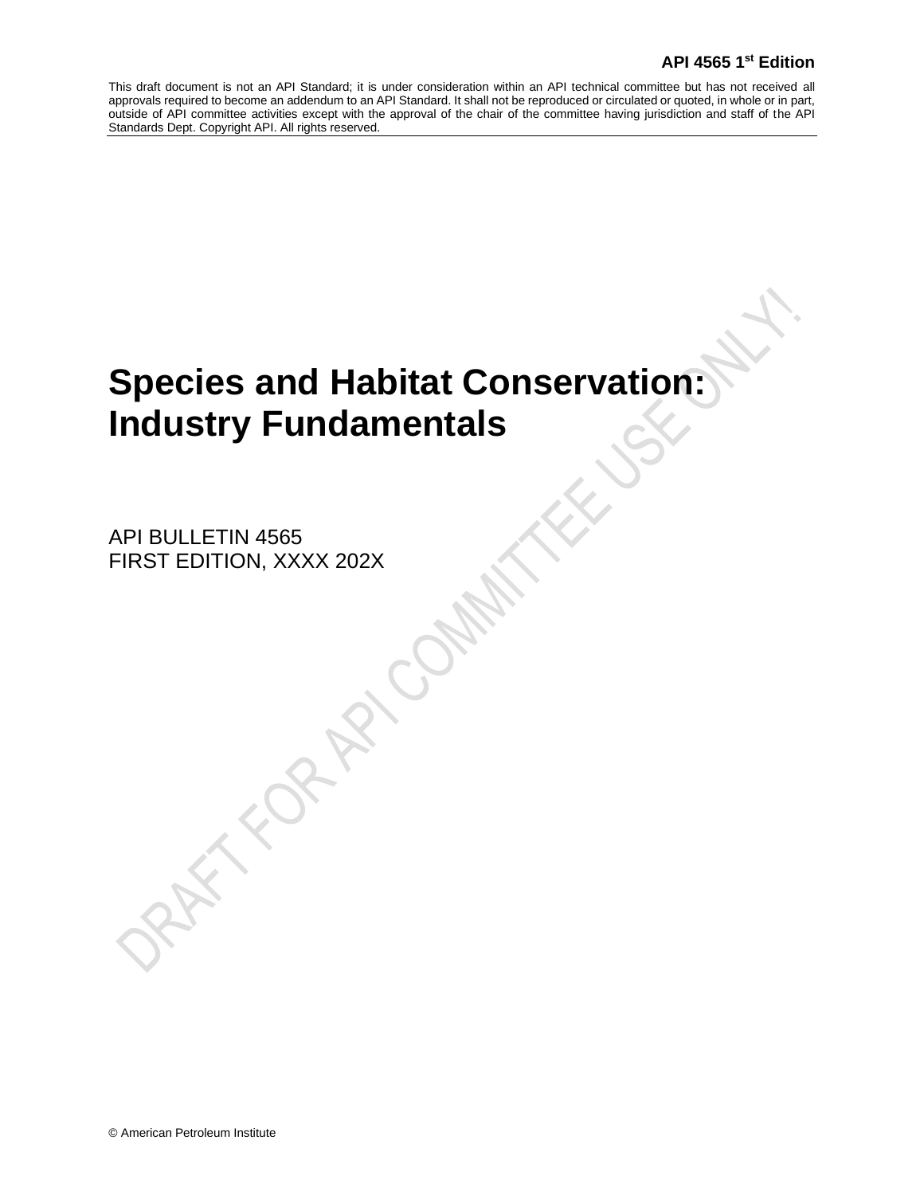This draft document is not an API Standard; it is under consideration within an API technical committee but has not received all approvals required to become an addendum to an API Standard. It shall not be reproduced or circulated or quoted, in whole or in part, outside of API committee activities except with the approval of the chair of the committee having jurisdiction and staff of the API Standards Dept. Copyright API. All rights reserved.

# Species and Habitat Conservation: Industry Fundamentals

API BULLETIN 4565
FIRST EDITION, XXXX 202X

DRAFT FOR API COMMITTEE USE ONLY!

© American Petroleum Institute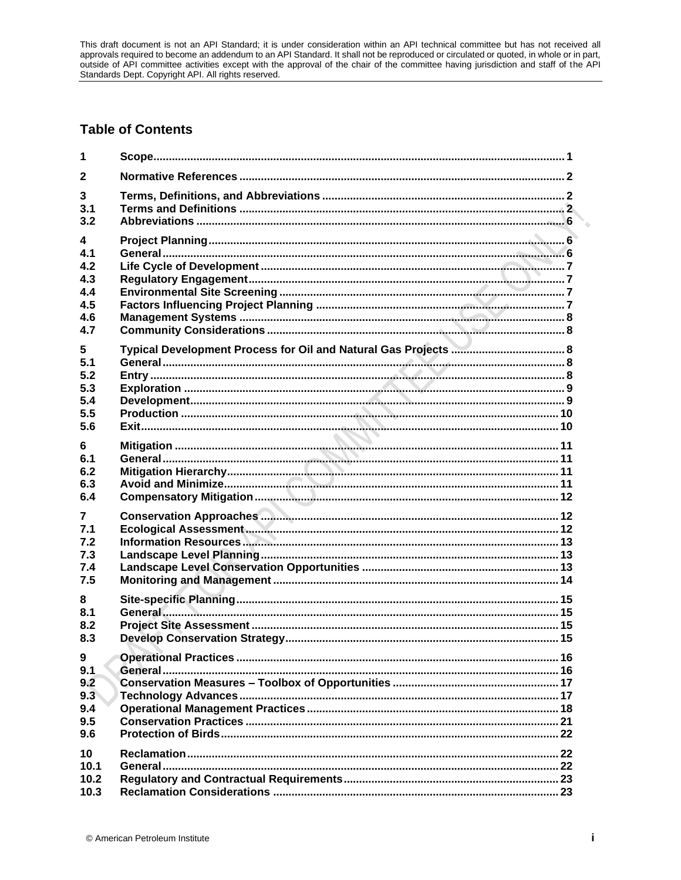This draft document is not an API Standard; it is under consideration within an API technical committee but has not received all approvals required to become an addendum to an API Standard. It shall not be reproduced or circulated or quoted, in whole or in part, outside of API committee activities except with the approval of the chair of the committee having jurisdiction and staff of the API Standards Dept. Copyright API. All rights reserved.

## Table of Contents

| | | |
|---|---|---|
| **1** | **Scope** | **1** |
| **2** | **Normative References** | **2** |
| **3** | **Terms, Definitions, and Abbreviations** | **2** |
| **3.1** | **Terms and Definitions** | **2** |
| **3.2** | **Abbreviations** | **6** |
| **4** | **Project Planning** | **6** |
| **4.1** | **General** | **6** |
| **4.2** | **Life Cycle of Development** | **7** |
| **4.3** | **Regulatory Engagement** | **7** |
| **4.4** | **Environmental Site Screening** | **7** |
| **4.5** | **Factors Influencing Project Planning** | **7** |
| **4.6** | **Management Systems** | **8** |
| **4.7** | **Community Considerations** | **8** |
| **5** | **Typical Development Process for Oil and Natural Gas Projects** | **8** |
| **5.1** | **General** | **8** |
| **5.2** | **Entry** | **8** |
| **5.3** | **Exploration** | **9** |
| **5.4** | **Development** | **9** |
| **5.5** | **Production** | **10** |
| **5.6** | **Exit** | **10** |
| **6** | **Mitigation** | **11** |
| **6.1** | **General** | **11** |
| **6.2** | **Mitigation Hierarchy** | **11** |
| **6.3** | **Avoid and Minimize** | **11** |
| **6.4** | **Compensatory Mitigation** | **12** |
| **7** | **Conservation Approaches** | **12** |
| **7.1** | **Ecological Assessment** | **12** |
| **7.2** | **Information Resources** | **13** |
| **7.3** | **Landscape Level Planning** | **13** |
| **7.4** | **Landscape Level Conservation Opportunities** | **13** |
| **7.5** | **Monitoring and Management** | **14** |
| **8** | **Site-specific Planning** | **15** |
| **8.1** | **General** | **15** |
| **8.2** | **Project Site Assessment** | **15** |
| **8.3** | **Develop Conservation Strategy** | **15** |
| **9** | **Operational Practices** | **16** |
| **9.1** | **General** | **16** |
| **9.2** | **Conservation Measures – Toolbox of Opportunities** | **17** |
| **9.3** | **Technology Advances** | **17** |
| **9.4** | **Operational Management Practices** | **18** |
| **9.5** | **Conservation Practices** | **21** |
| **9.6** | **Protection of Birds** | **22** |
| **10** | **Reclamation** | **22** |
| **10.1** | **General** | **22** |
| **10.2** | **Regulatory and Contractual Requirements** | **23** |
| **10.3** | **Reclamation Considerations** | **23** |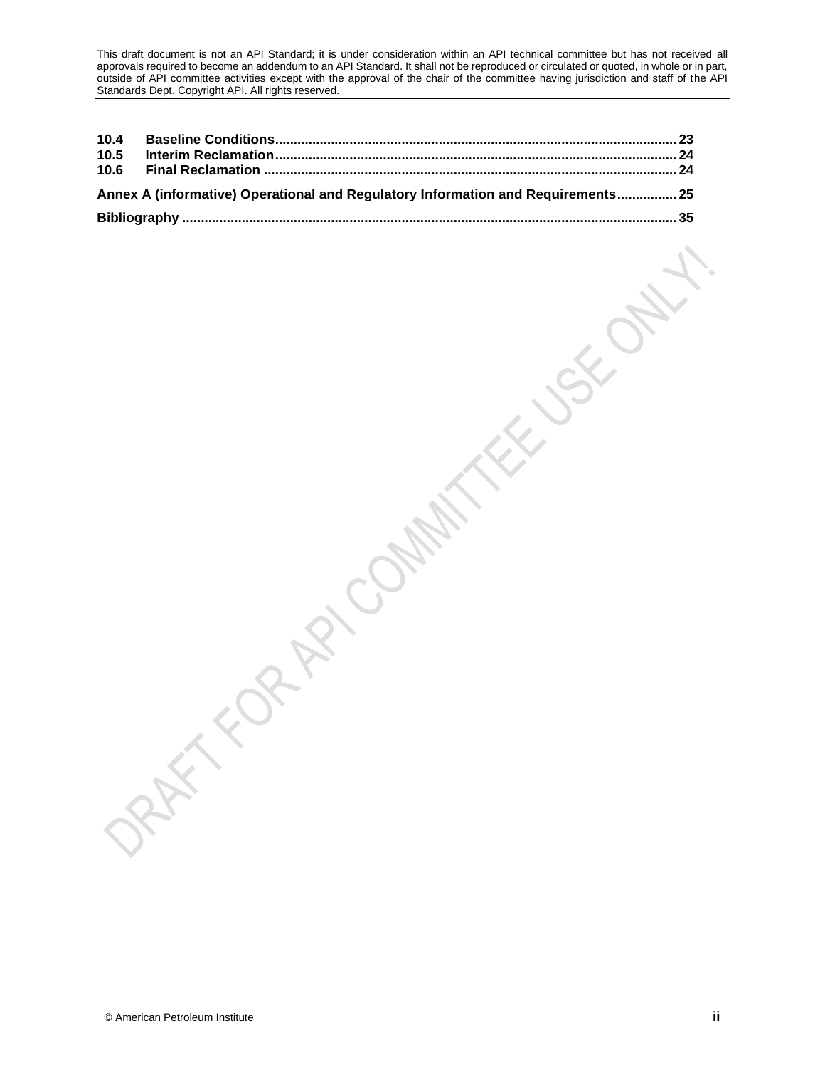| | | |
|---|---|---|
| **10.4** | **Baseline Conditions** | **23** |
| **10.5** | **Interim Reclamation** | **24** |
| **10.6** | **Final Reclamation** | **24** |

**Annex A (informative) Operational and Regulatory Information and Requirements ................ 25**

**Bibliography ................................................................................................................................ 35**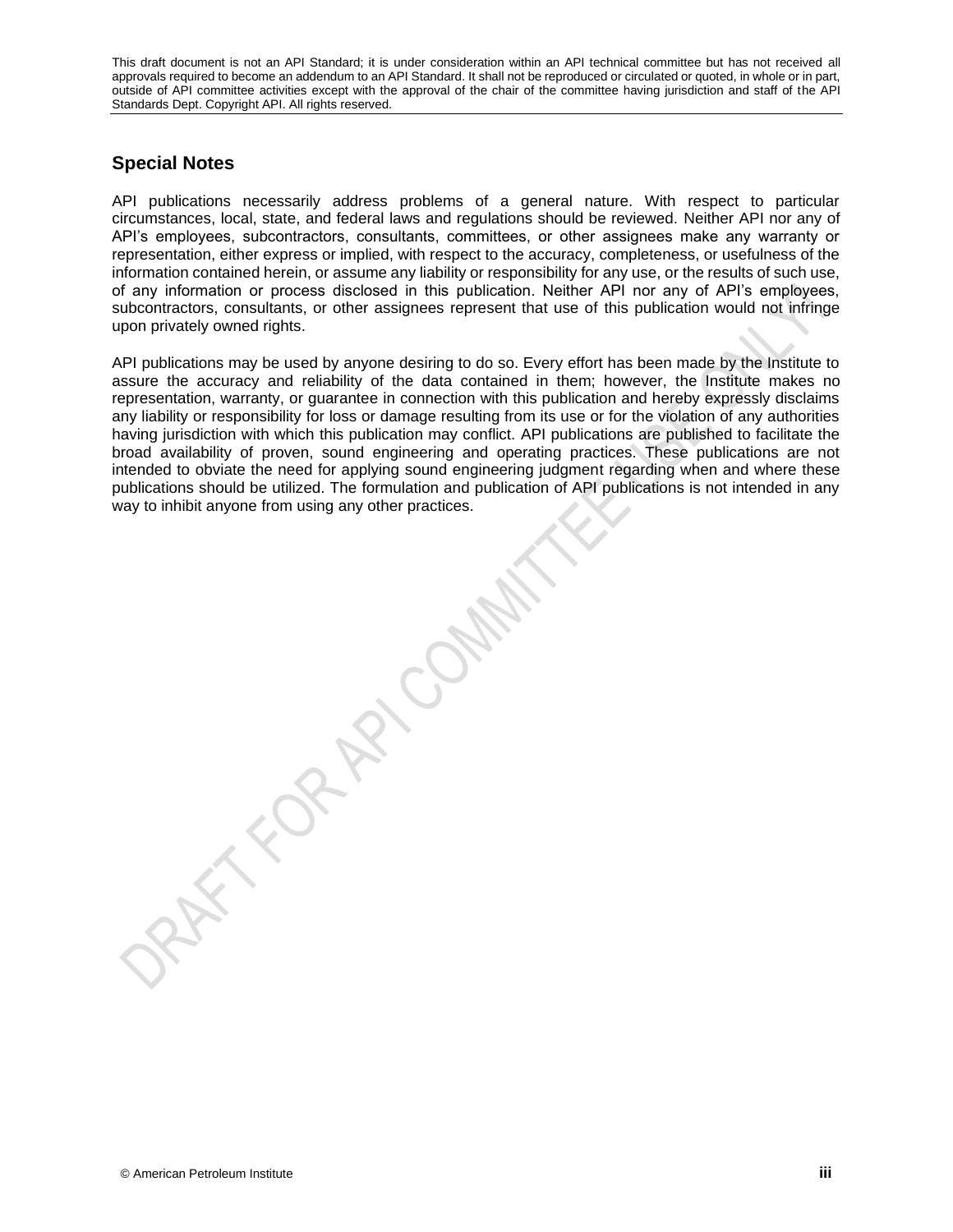This draft document is not an API Standard; it is under consideration within an API technical committee but has not received all approvals required to become an addendum to an API Standard. It shall not be reproduced or circulated or quoted, in whole or in part, outside of API committee activities except with the approval of the chair of the committee having jurisdiction and staff of the API Standards Dept. Copyright API. All rights reserved.

## Special Notes

API publications necessarily address problems of a general nature. With respect to particular circumstances, local, state, and federal laws and regulations should be reviewed. Neither API nor any of API's employees, subcontractors, consultants, committees, or other assignees make any warranty or representation, either express or implied, with respect to the accuracy, completeness, or usefulness of the information contained herein, or assume any liability or responsibility for any use, or the results of such use, of any information or process disclosed in this publication. Neither API nor any of API's employees, subcontractors, consultants, or other assignees represent that use of this publication would not infringe upon privately owned rights.

API publications may be used by anyone desiring to do so. Every effort has been made by the Institute to assure the accuracy and reliability of the data contained in them; however, the Institute makes no representation, warranty, or guarantee in connection with this publication and hereby expressly disclaims any liability or responsibility for loss or damage resulting from its use or for the violation of any authorities having jurisdiction with which this publication may conflict. API publications are published to facilitate the broad availability of proven, sound engineering and operating practices. These publications are not intended to obviate the need for applying sound engineering judgment regarding when and where these publications should be utilized. The formulation and publication of API publications is not intended in any way to inhibit anyone from using any other practices.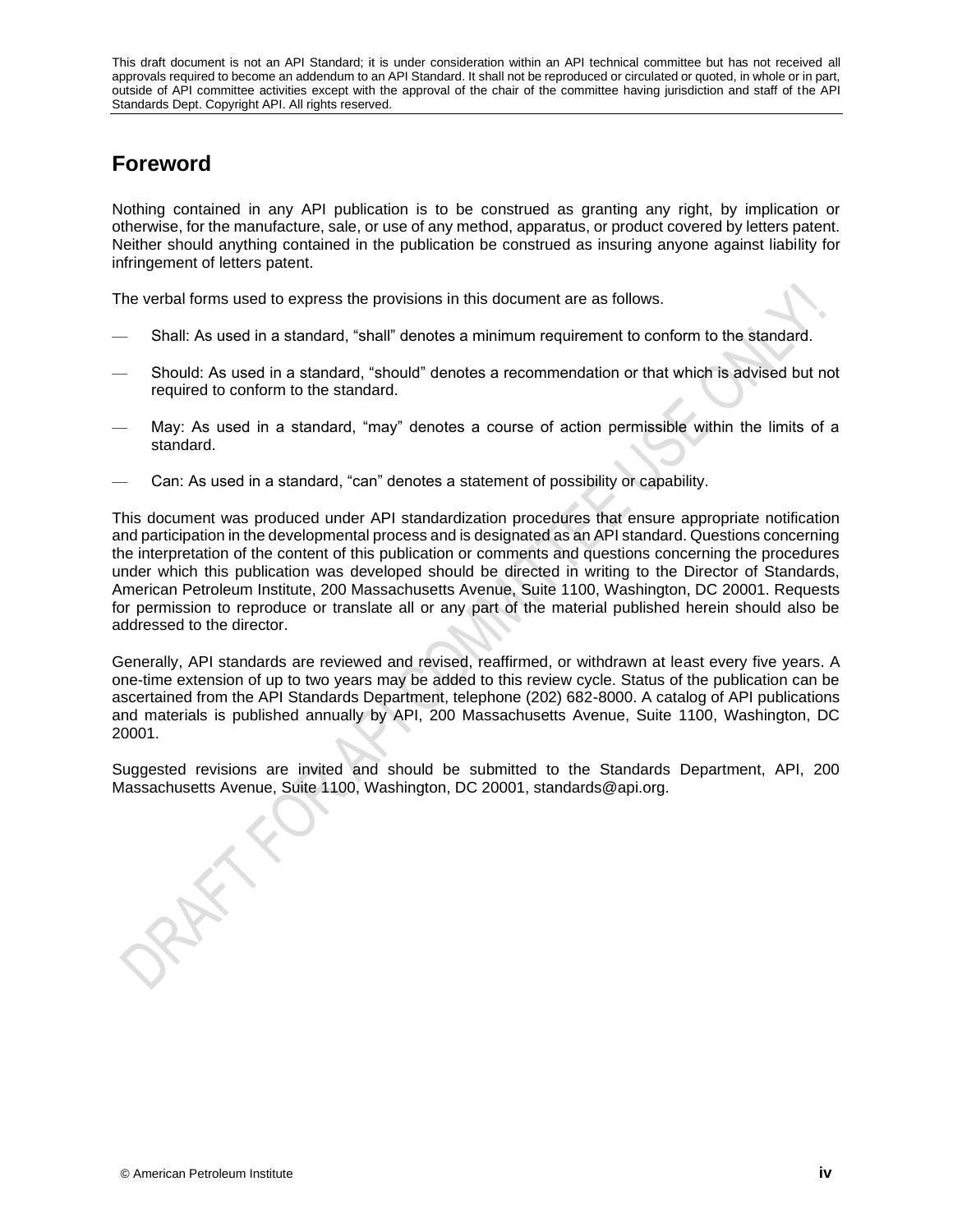This draft document is not an API Standard; it is under consideration within an API technical committee but has not received all approvals required to become an addendum to an API Standard. It shall not be reproduced or circulated or quoted, in whole or in part, outside of API committee activities except with the approval of the chair of the committee having jurisdiction and staff of the API Standards Dept. Copyright API. All rights reserved.

# Foreword

Nothing contained in any API publication is to be construed as granting any right, by implication or otherwise, for the manufacture, sale, or use of any method, apparatus, or product covered by letters patent. Neither should anything contained in the publication be construed as insuring anyone against liability for infringement of letters patent.

The verbal forms used to express the provisions in this document are as follows.

- Shall: As used in a standard, "shall" denotes a minimum requirement to conform to the standard.
- Should: As used in a standard, "should" denotes a recommendation or that which is advised but not required to conform to the standard.
- May: As used in a standard, "may" denotes a course of action permissible within the limits of a standard.
- Can: As used in a standard, "can" denotes a statement of possibility or capability.

This document was produced under API standardization procedures that ensure appropriate notification and participation in the developmental process and is designated as an API standard. Questions concerning the interpretation of the content of this publication or comments and questions concerning the procedures under which this publication was developed should be directed in writing to the Director of Standards, American Petroleum Institute, 200 Massachusetts Avenue, Suite 1100, Washington, DC 20001. Requests for permission to reproduce or translate all or any part of the material published herein should also be addressed to the director.

Generally, API standards are reviewed and revised, reaffirmed, or withdrawn at least every five years. A one-time extension of up to two years may be added to this review cycle. Status of the publication can be ascertained from the API Standards Department, telephone (202) 682-8000. A catalog of API publications and materials is published annually by API, 200 Massachusetts Avenue, Suite 1100, Washington, DC 20001.

Suggested revisions are invited and should be submitted to the Standards Department, API, 200 Massachusetts Avenue, Suite 1100, Washington, DC 20001, standards@api.org.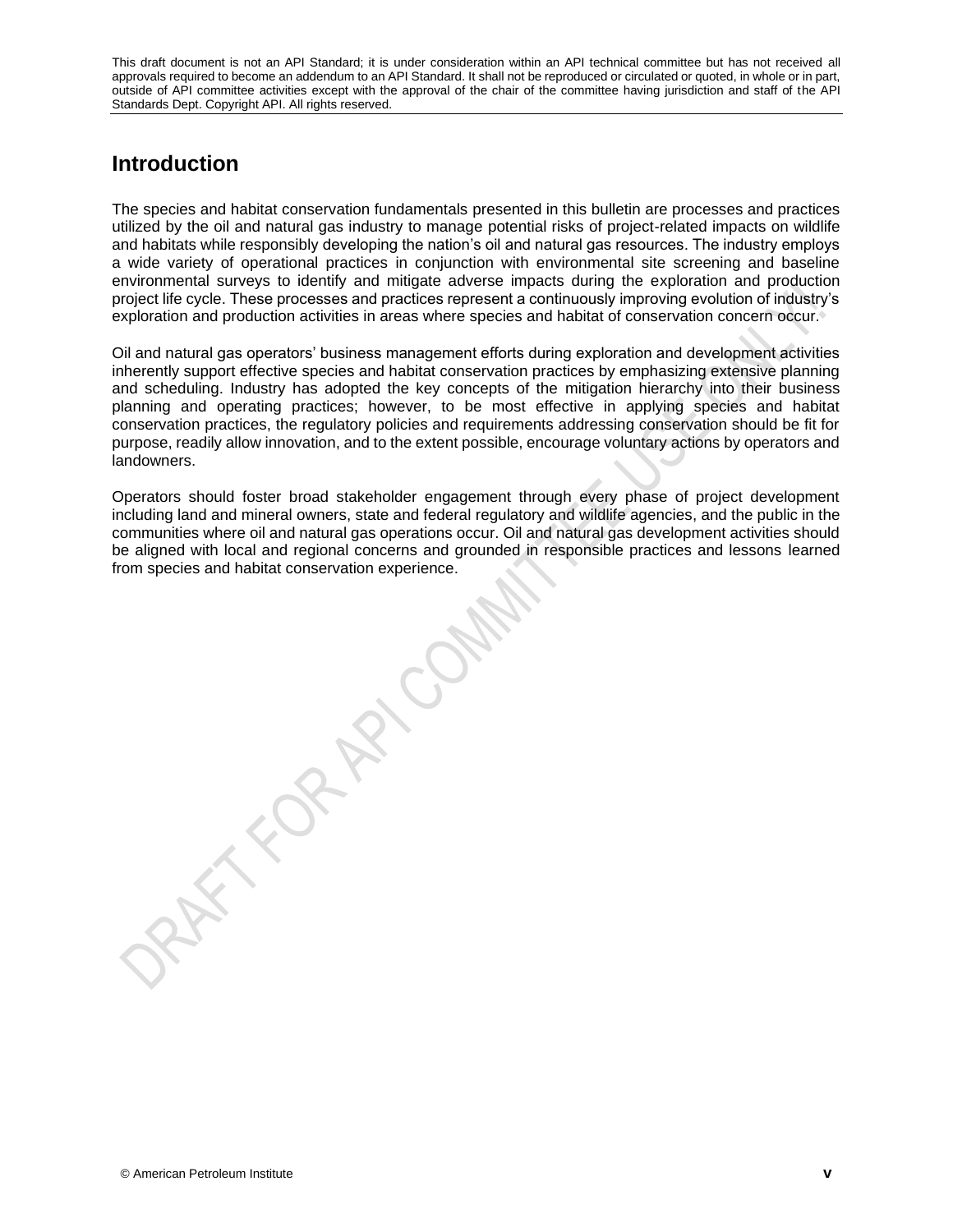# Introduction

The species and habitat conservation fundamentals presented in this bulletin are processes and practices utilized by the oil and natural gas industry to manage potential risks of project-related impacts on wildlife and habitats while responsibly developing the nation's oil and natural gas resources. The industry employs a wide variety of operational practices in conjunction with environmental site screening and baseline environmental surveys to identify and mitigate adverse impacts during the exploration and production project life cycle. These processes and practices represent a continuously improving evolution of industry's exploration and production activities in areas where species and habitat of conservation concern occur.

Oil and natural gas operators' business management efforts during exploration and development activities inherently support effective species and habitat conservation practices by emphasizing extensive planning and scheduling. Industry has adopted the key concepts of the mitigation hierarchy into their business planning and operating practices; however, to be most effective in applying species and habitat conservation practices, the regulatory policies and requirements addressing conservation should be fit for purpose, readily allow innovation, and to the extent possible, encourage voluntary actions by operators and landowners.

Operators should foster broad stakeholder engagement through every phase of project development including land and mineral owners, state and federal regulatory and wildlife agencies, and the public in the communities where oil and natural gas operations occur. Oil and natural gas development activities should be aligned with local and regional concerns and grounded in responsible practices and lessons learned from species and habitat conservation experience.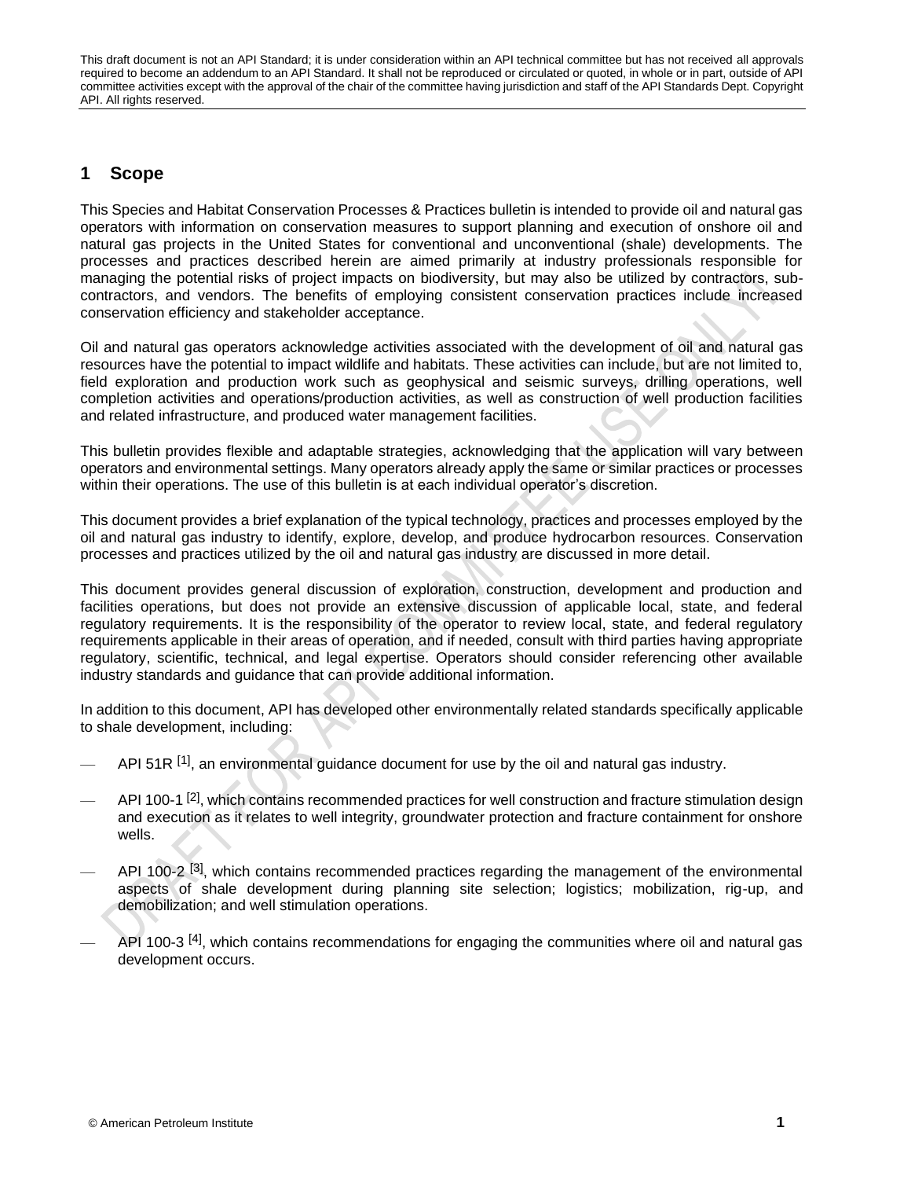# 1 Scope

This Species and Habitat Conservation Processes & Practices bulletin is intended to provide oil and natural gas operators with information on conservation measures to support planning and execution of onshore oil and natural gas projects in the United States for conventional and unconventional (shale) developments. The processes and practices described herein are aimed primarily at industry professionals responsible for managing the potential risks of project impacts on biodiversity, but may also be utilized by contractors, sub-contractors, and vendors. The benefits of employing consistent conservation practices include increased conservation efficiency and stakeholder acceptance.

Oil and natural gas operators acknowledge activities associated with the development of oil and natural gas resources have the potential to impact wildlife and habitats. These activities can include, but are not limited to, field exploration and production work such as geophysical and seismic surveys, drilling operations, well completion activities and operations/production activities, as well as construction of well production facilities and related infrastructure, and produced water management facilities.

This bulletin provides flexible and adaptable strategies, acknowledging that the application will vary between operators and environmental settings. Many operators already apply the same or similar practices or processes within their operations. The use of this bulletin is at each individual operator's discretion.

This document provides a brief explanation of the typical technology, practices and processes employed by the oil and natural gas industry to identify, explore, develop, and produce hydrocarbon resources. Conservation processes and practices utilized by the oil and natural gas industry are discussed in more detail.

This document provides general discussion of exploration, construction, development and production and facilities operations, but does not provide an extensive discussion of applicable local, state, and federal regulatory requirements. It is the responsibility of the operator to review local, state, and federal regulatory requirements applicable in their areas of operation, and if needed, consult with third parties having appropriate regulatory, scientific, technical, and legal expertise. Operators should consider referencing other available industry standards and guidance that can provide additional information.

In addition to this document, API has developed other environmentally related standards specifically applicable to shale development, including:

- API 51R [1], an environmental guidance document for use by the oil and natural gas industry.
- API 100-1 [2], which contains recommended practices for well construction and fracture stimulation design and execution as it relates to well integrity, groundwater protection and fracture containment for onshore wells.
- API 100-2 [3], which contains recommended practices regarding the management of the environmental aspects of shale development during planning site selection; logistics; mobilization, rig-up, and demobilization; and well stimulation operations.
- API 100-3 [4], which contains recommendations for engaging the communities where oil and natural gas development occurs.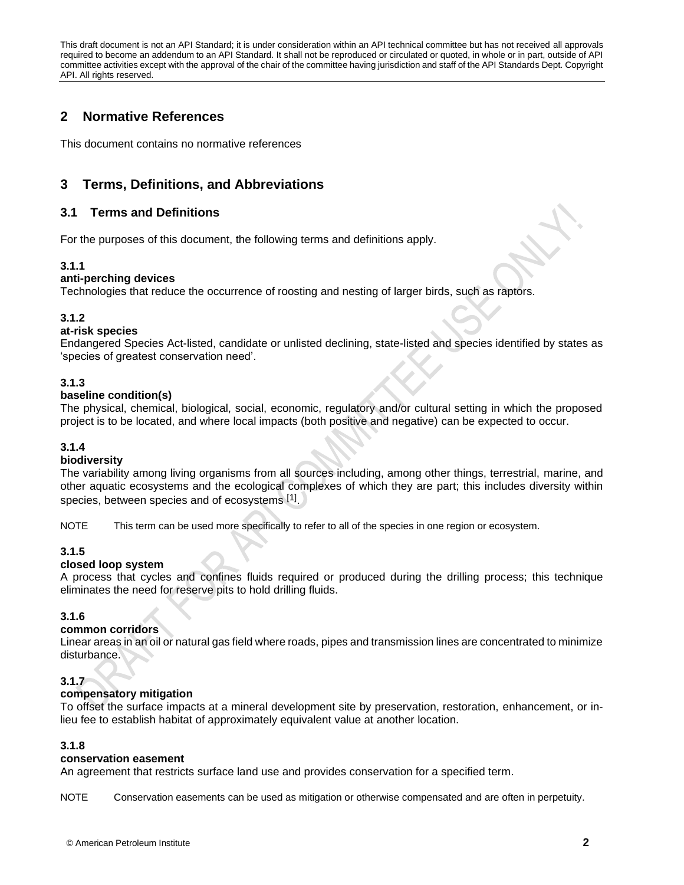## 2 Normative References

This document contains no normative references

## 3 Terms, Definitions, and Abbreviations

### 3.1 Terms and Definitions

For the purposes of this document, the following terms and definitions apply.

**3.1.1**
**anti-perching devices**
Technologies that reduce the occurrence of roosting and nesting of larger birds, such as raptors.

**3.1.2**
**at-risk species**
Endangered Species Act-listed, candidate or unlisted declining, state-listed and species identified by states as 'species of greatest conservation need'.

**3.1.3**
**baseline condition(s)**
The physical, chemical, biological, social, economic, regulatory and/or cultural setting in which the proposed project is to be located, and where local impacts (both positive and negative) can be expected to occur.

**3.1.4**
**biodiversity**
The variability among living organisms from all sources including, among other things, terrestrial, marine, and other aquatic ecosystems and the ecological complexes of which they are part; this includes diversity within species, between species and of ecosystems [1].

NOTE This term can be used more specifically to refer to all of the species in one region or ecosystem.

**3.1.5**
**closed loop system**
A process that cycles and confines fluids required or produced during the drilling process; this technique eliminates the need for reserve pits to hold drilling fluids.

**3.1.6**
**common corridors**
Linear areas in an oil or natural gas field where roads, pipes and transmission lines are concentrated to minimize disturbance.

**3.1.7**
**compensatory mitigation**
To offset the surface impacts at a mineral development site by preservation, restoration, enhancement, or in-lieu fee to establish habitat of approximately equivalent value at another location.

**3.1.8**
**conservation easement**
An agreement that restricts surface land use and provides conservation for a specified term.

NOTE Conservation easements can be used as mitigation or otherwise compensated and are often in perpetuity.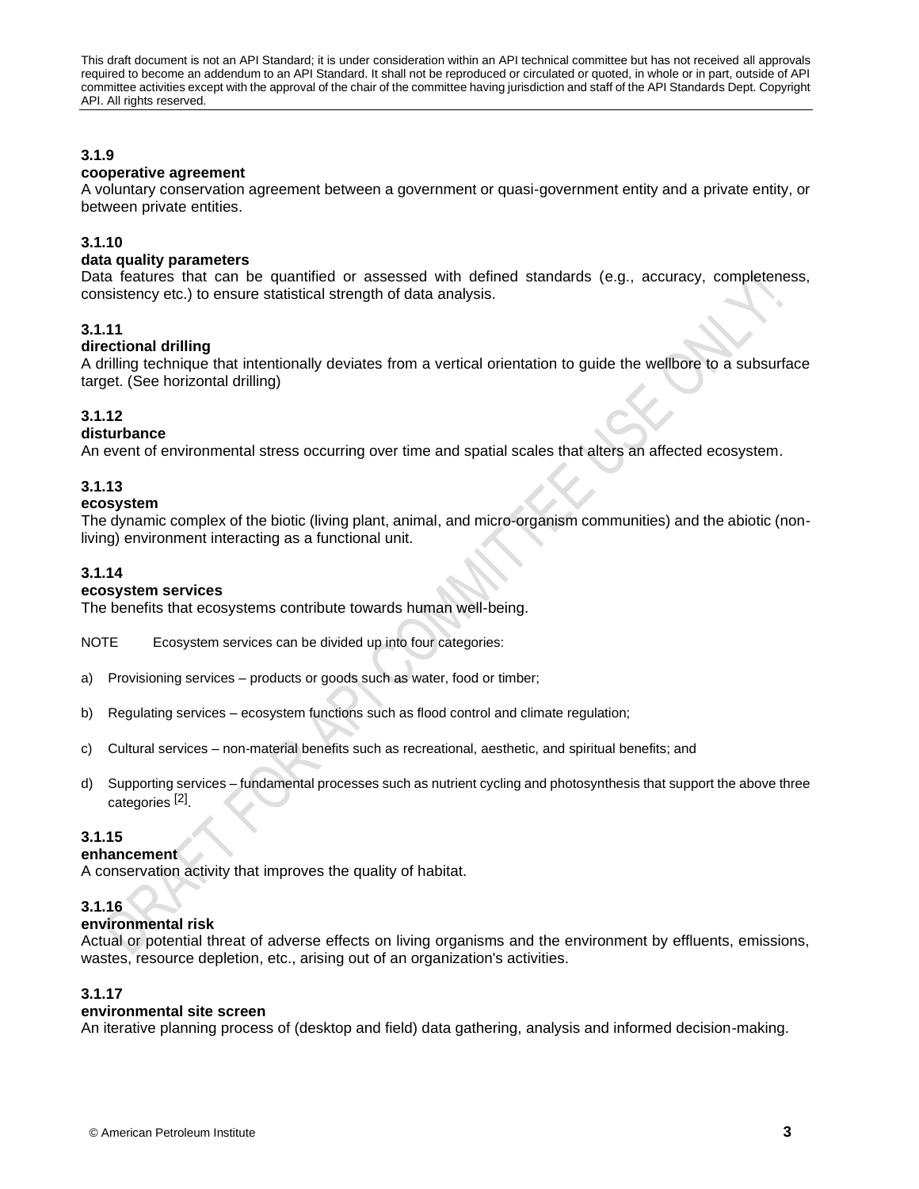### 3.1.9

**cooperative agreement**

A voluntary conservation agreement between a government or quasi-government entity and a private entity, or between private entities.

### 3.1.10

**data quality parameters**

Data features that can be quantified or assessed with defined standards (e.g., accuracy, completeness, consistency etc.) to ensure statistical strength of data analysis.

### 3.1.11

**directional drilling**

A drilling technique that intentionally deviates from a vertical orientation to guide the wellbore to a subsurface target. (See horizontal drilling)

### 3.1.12

**disturbance**

An event of environmental stress occurring over time and spatial scales that alters an affected ecosystem.

### 3.1.13

**ecosystem**

The dynamic complex of the biotic (living plant, animal, and micro-organism communities) and the abiotic (non-living) environment interacting as a functional unit.

### 3.1.14

**ecosystem services**

The benefits that ecosystems contribute towards human well-being.

NOTE Ecosystem services can be divided up into four categories:

a) Provisioning services – products or goods such as water, food or timber;

b) Regulating services – ecosystem functions such as flood control and climate regulation;

c) Cultural services – non-material benefits such as recreational, aesthetic, and spiritual benefits; and

d) Supporting services – fundamental processes such as nutrient cycling and photosynthesis that support the above three categories [2].

### 3.1.15

**enhancement**

A conservation activity that improves the quality of habitat.

### 3.1.16

**environmental risk**

Actual or potential threat of adverse effects on living organisms and the environment by effluents, emissions, wastes, resource depletion, etc., arising out of an organization's activities.

### 3.1.17

**environmental site screen**

An iterative planning process of (desktop and field) data gathering, analysis and informed decision-making.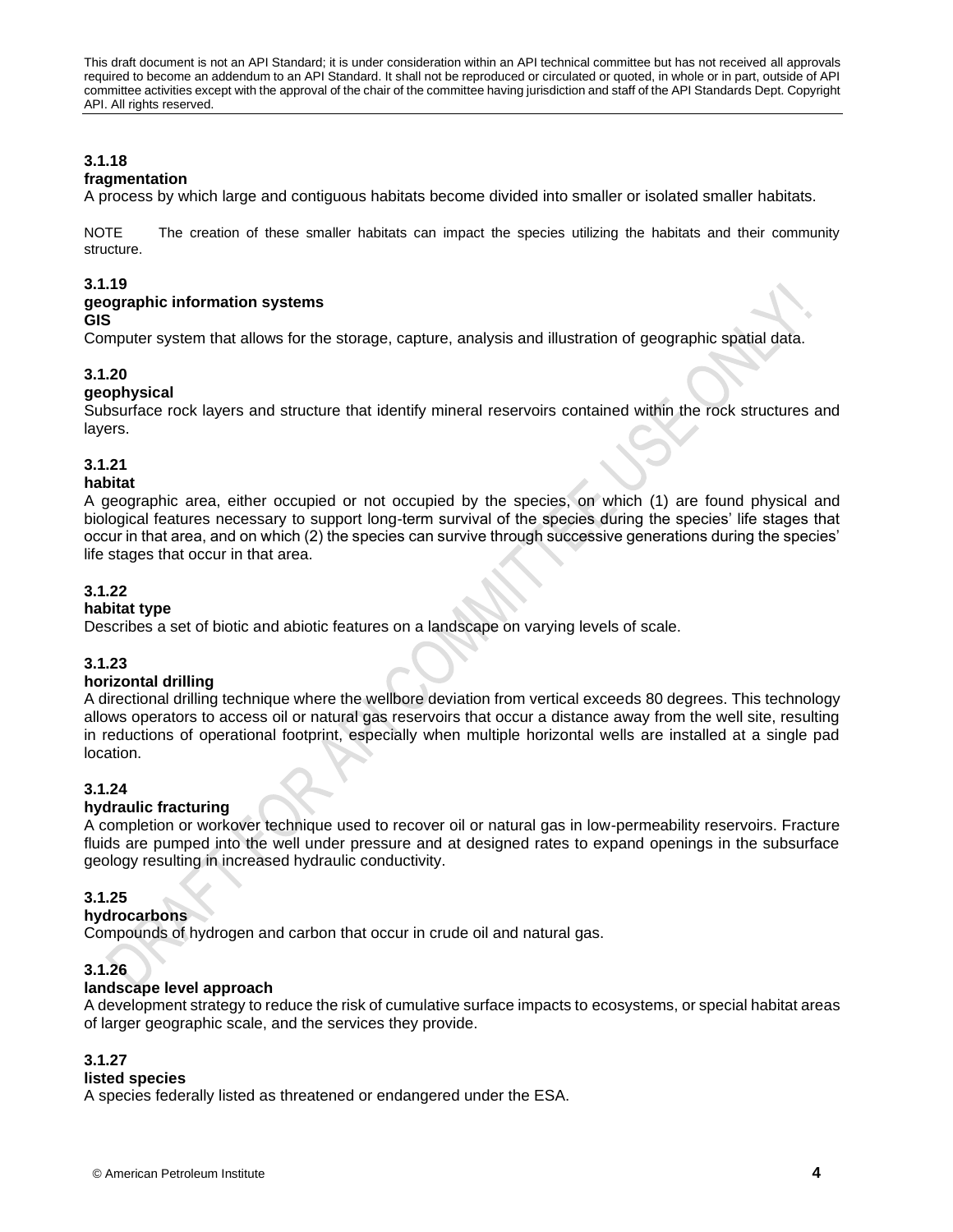### 3.1.18

**fragmentation**

A process by which large and contiguous habitats become divided into smaller or isolated smaller habitats.

NOTE The creation of these smaller habitats can impact the species utilizing the habitats and their community structure.

### 3.1.19

**geographic information systems**

**GIS**

Computer system that allows for the storage, capture, analysis and illustration of geographic spatial data.

### 3.1.20

**geophysical**

Subsurface rock layers and structure that identify mineral reservoirs contained within the rock structures and layers.

### 3.1.21

**habitat**

A geographic area, either occupied or not occupied by the species, on which (1) are found physical and biological features necessary to support long-term survival of the species during the species' life stages that occur in that area, and on which (2) the species can survive through successive generations during the species' life stages that occur in that area.

### 3.1.22

**habitat type**

Describes a set of biotic and abiotic features on a landscape on varying levels of scale.

### 3.1.23

**horizontal drilling**

A directional drilling technique where the wellbore deviation from vertical exceeds 80 degrees. This technology allows operators to access oil or natural gas reservoirs that occur a distance away from the well site, resulting in reductions of operational footprint, especially when multiple horizontal wells are installed at a single pad location.

### 3.1.24

**hydraulic fracturing**

A completion or workover technique used to recover oil or natural gas in low-permeability reservoirs. Fracture fluids are pumped into the well under pressure and at designed rates to expand openings in the subsurface geology resulting in increased hydraulic conductivity.

### 3.1.25

**hydrocarbons**

Compounds of hydrogen and carbon that occur in crude oil and natural gas.

### 3.1.26

**landscape level approach**

A development strategy to reduce the risk of cumulative surface impacts to ecosystems, or special habitat areas of larger geographic scale, and the services they provide.

### 3.1.27

**listed species**

A species federally listed as threatened or endangered under the ESA.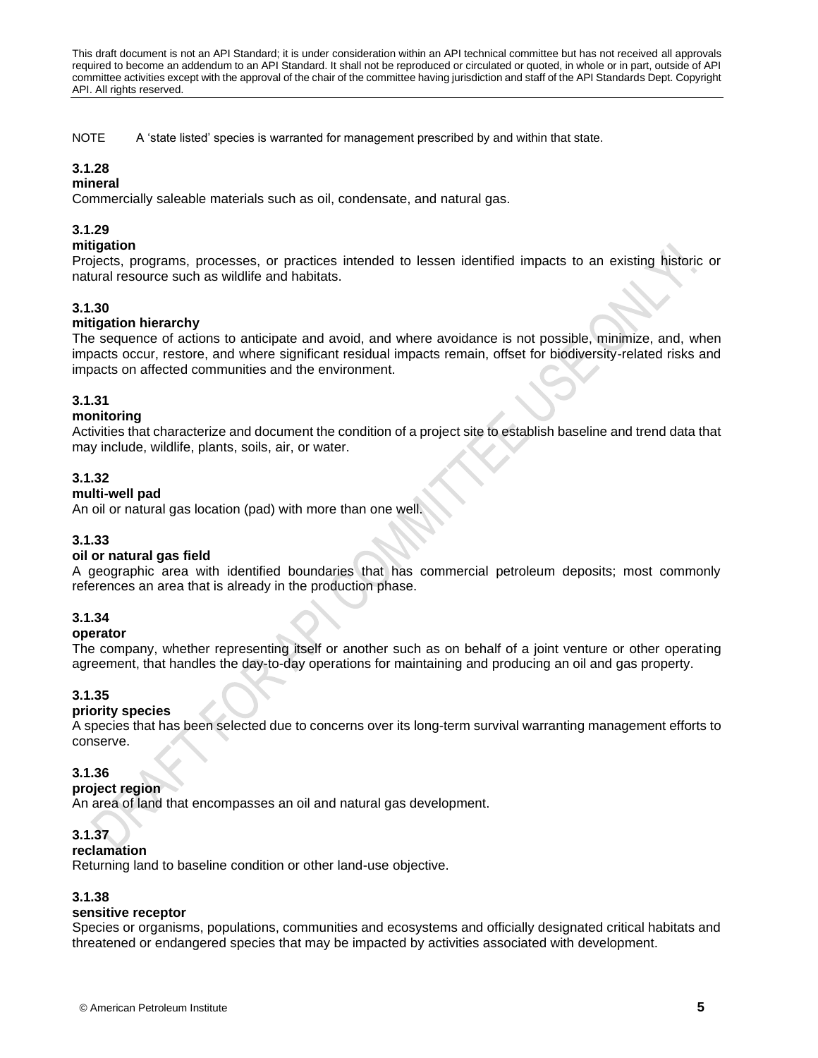NOTE A 'state listed' species is warranted for management prescribed by and within that state.

**3.1.28**
**mineral**
Commercially saleable materials such as oil, condensate, and natural gas.

**3.1.29**
**mitigation**
Projects, programs, processes, or practices intended to lessen identified impacts to an existing historic or natural resource such as wildlife and habitats.

**3.1.30**
**mitigation hierarchy**
The sequence of actions to anticipate and avoid, and where avoidance is not possible, minimize, and, when impacts occur, restore, and where significant residual impacts remain, offset for biodiversity-related risks and impacts on affected communities and the environment.

**3.1.31**
**monitoring**
Activities that characterize and document the condition of a project site to establish baseline and trend data that may include, wildlife, plants, soils, air, or water.

**3.1.32**
**multi-well pad**
An oil or natural gas location (pad) with more than one well.

**3.1.33**
**oil or natural gas field**
A geographic area with identified boundaries that has commercial petroleum deposits; most commonly references an area that is already in the production phase.

**3.1.34**
**operator**
The company, whether representing itself or another such as on behalf of a joint venture or other operating agreement, that handles the day-to-day operations for maintaining and producing an oil and gas property.

**3.1.35**
**priority species**
A species that has been selected due to concerns over its long-term survival warranting management efforts to conserve.

**3.1.36**
**project region**
An area of land that encompasses an oil and natural gas development.

**3.1.37**
**reclamation**
Returning land to baseline condition or other land-use objective.

**3.1.38**
**sensitive receptor**
Species or organisms, populations, communities and ecosystems and officially designated critical habitats and threatened or endangered species that may be impacted by activities associated with development.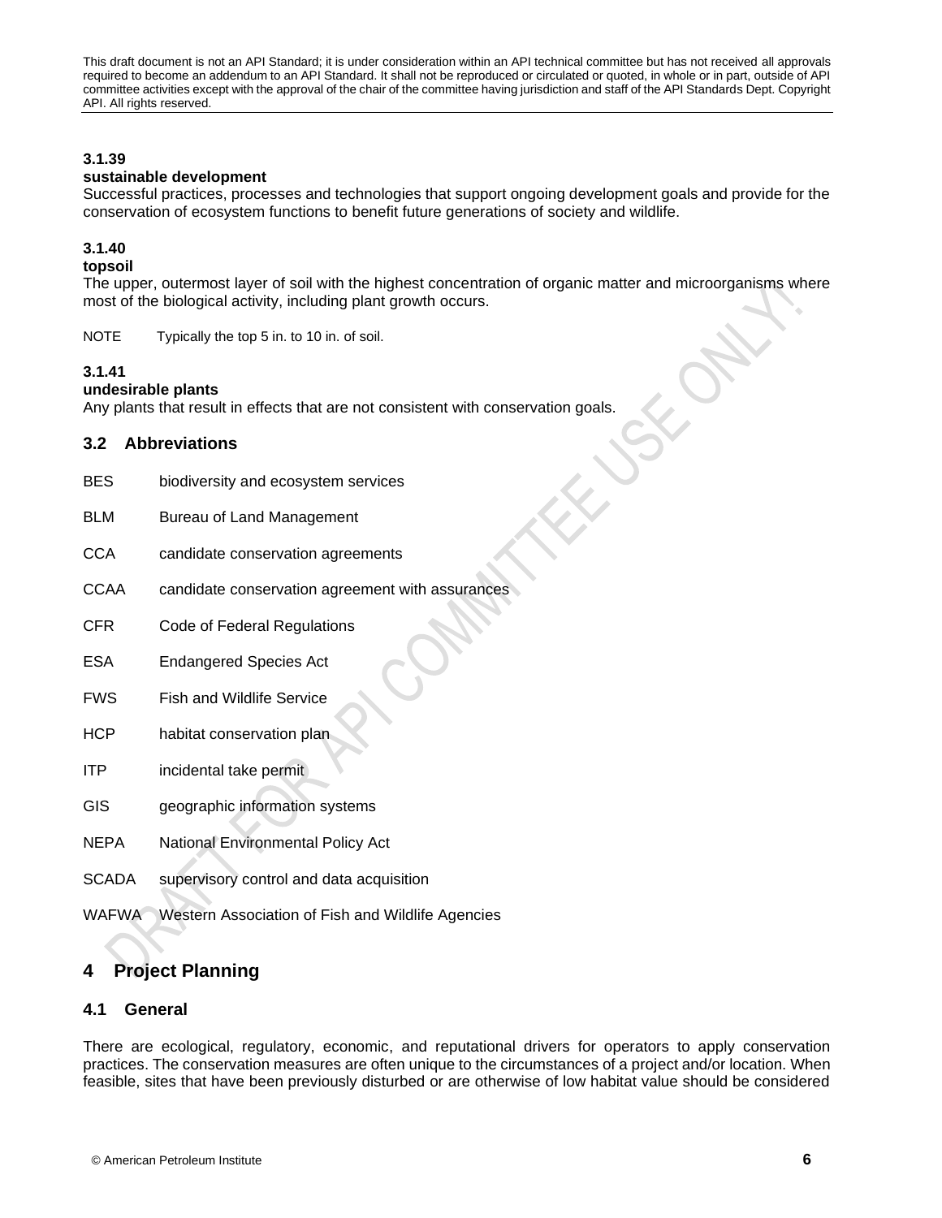This draft document is not an API Standard; it is under consideration within an API technical committee but has not received all approvals required to become an addendum to an API Standard. It shall not be reproduced or circulated or quoted, in whole or in part, outside of API committee activities except with the approval of the chair of the committee having jurisdiction and staff of the API Standards Dept. Copyright API. All rights reserved.

**3.1.39**
**sustainable development**
Successful practices, processes and technologies that support ongoing development goals and provide for the conservation of ecosystem functions to benefit future generations of society and wildlife.

**3.1.40**
**topsoil**
The upper, outermost layer of soil with the highest concentration of organic matter and microorganisms where most of the biological activity, including plant growth occurs.

NOTE Typically the top 5 in. to 10 in. of soil.

**3.1.41**
**undesirable plants**
Any plants that result in effects that are not consistent with conservation goals.

## 3.2 Abbreviations

BES biodiversity and ecosystem services

BLM Bureau of Land Management

CCA candidate conservation agreements

CCAA candidate conservation agreement with assurances

CFR Code of Federal Regulations

ESA Endangered Species Act

FWS Fish and Wildlife Service

HCP habitat conservation plan

ITP incidental take permit

GIS geographic information systems

NEPA National Environmental Policy Act

SCADA supervisory control and data acquisition

WAFWA Western Association of Fish and Wildlife Agencies

# 4 Project Planning

## 4.1 General

There are ecological, regulatory, economic, and reputational drivers for operators to apply conservation practices. The conservation measures are often unique to the circumstances of a project and/or location. When feasible, sites that have been previously disturbed or are otherwise of low habitat value should be considered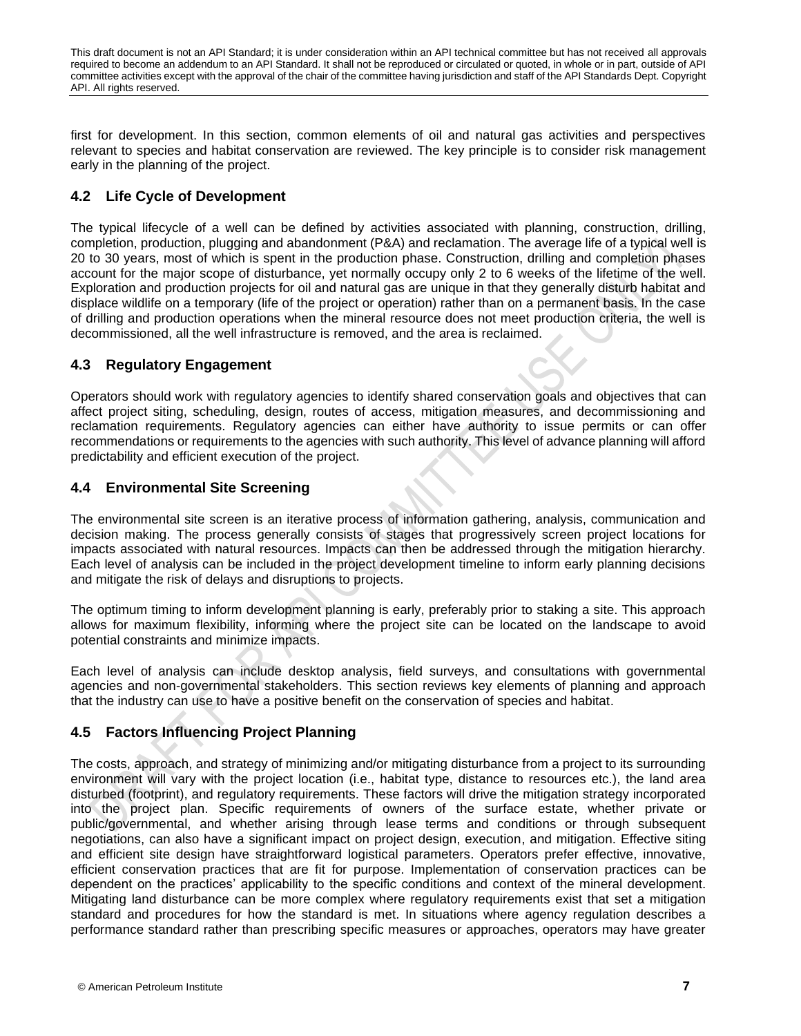first for development. In this section, common elements of oil and natural gas activities and perspectives relevant to species and habitat conservation are reviewed. The key principle is to consider risk management early in the planning of the project.

## 4.2 Life Cycle of Development

The typical lifecycle of a well can be defined by activities associated with planning, construction, drilling, completion, production, plugging and abandonment (P&A) and reclamation. The average life of a typical well is 20 to 30 years, most of which is spent in the production phase. Construction, drilling and completion phases account for the major scope of disturbance, yet normally occupy only 2 to 6 weeks of the lifetime of the well. Exploration and production projects for oil and natural gas are unique in that they generally disturb habitat and displace wildlife on a temporary (life of the project or operation) rather than on a permanent basis. In the case of drilling and production operations when the mineral resource does not meet production criteria, the well is decommissioned, all the well infrastructure is removed, and the area is reclaimed.

## 4.3 Regulatory Engagement

Operators should work with regulatory agencies to identify shared conservation goals and objectives that can affect project siting, scheduling, design, routes of access, mitigation measures, and decommissioning and reclamation requirements. Regulatory agencies can either have authority to issue permits or can offer recommendations or requirements to the agencies with such authority. This level of advance planning will afford predictability and efficient execution of the project.

## 4.4 Environmental Site Screening

The environmental site screen is an iterative process of information gathering, analysis, communication and decision making. The process generally consists of stages that progressively screen project locations for impacts associated with natural resources. Impacts can then be addressed through the mitigation hierarchy. Each level of analysis can be included in the project development timeline to inform early planning decisions and mitigate the risk of delays and disruptions to projects.

The optimum timing to inform development planning is early, preferably prior to staking a site. This approach allows for maximum flexibility, informing where the project site can be located on the landscape to avoid potential constraints and minimize impacts.

Each level of analysis can include desktop analysis, field surveys, and consultations with governmental agencies and non-governmental stakeholders. This section reviews key elements of planning and approach that the industry can use to have a positive benefit on the conservation of species and habitat.

## 4.5 Factors Influencing Project Planning

The costs, approach, and strategy of minimizing and/or mitigating disturbance from a project to its surrounding environment will vary with the project location (i.e., habitat type, distance to resources etc.), the land area disturbed (footprint), and regulatory requirements. These factors will drive the mitigation strategy incorporated into the project plan. Specific requirements of owners of the surface estate, whether private or public/governmental, and whether arising through lease terms and conditions or through subsequent negotiations, can also have a significant impact on project design, execution, and mitigation. Effective siting and efficient site design have straightforward logistical parameters. Operators prefer effective, innovative, efficient conservation practices that are fit for purpose. Implementation of conservation practices can be dependent on the practices' applicability to the specific conditions and context of the mineral development. Mitigating land disturbance can be more complex where regulatory requirements exist that set a mitigation standard and procedures for how the standard is met. In situations where agency regulation describes a performance standard rather than prescribing specific measures or approaches, operators may have greater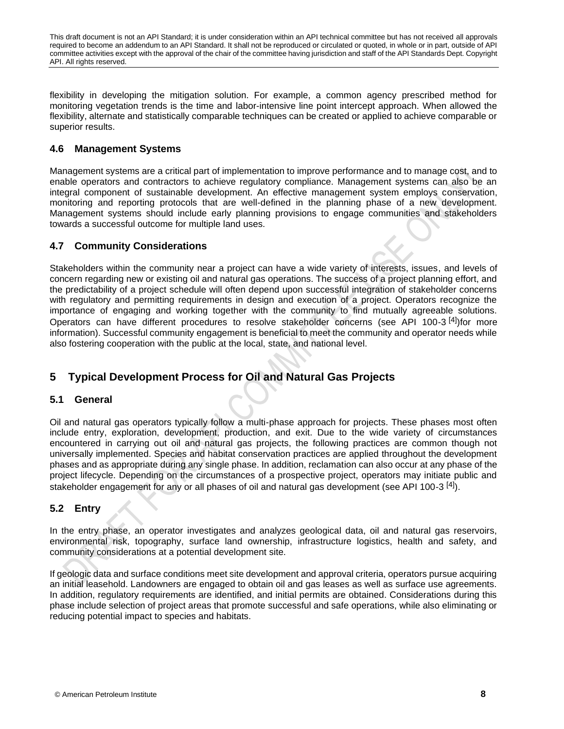flexibility in developing the mitigation solution. For example, a common agency prescribed method for monitoring vegetation trends is the time and labor-intensive line point intercept approach. When allowed the flexibility, alternate and statistically comparable techniques can be created or applied to achieve comparable or superior results.

### 4.6 Management Systems

Management systems are a critical part of implementation to improve performance and to manage cost, and to enable operators and contractors to achieve regulatory compliance. Management systems can also be an integral component of sustainable development. An effective management system employs conservation, monitoring and reporting protocols that are well-defined in the planning phase of a new development. Management systems should include early planning provisions to engage communities and stakeholders towards a successful outcome for multiple land uses.

### 4.7 Community Considerations

Stakeholders within the community near a project can have a wide variety of interests, issues, and levels of concern regarding new or existing oil and natural gas operations. The success of a project planning effort, and the predictability of a project schedule will often depend upon successful integration of stakeholder concerns with regulatory and permitting requirements in design and execution of a project. Operators recognize the importance of engaging and working together with the community to find mutually agreeable solutions. Operators can have different procedures to resolve stakeholder concerns (see API 100-3 [4])for more information). Successful community engagement is beneficial to meet the community and operator needs while also fostering cooperation with the public at the local, state, and national level.

## 5 Typical Development Process for Oil and Natural Gas Projects

### 5.1 General

Oil and natural gas operators typically follow a multi-phase approach for projects. These phases most often include entry, exploration, development, production, and exit. Due to the wide variety of circumstances encountered in carrying out oil and natural gas projects, the following practices are common though not universally implemented. Species and habitat conservation practices are applied throughout the development phases and as appropriate during any single phase. In addition, reclamation can also occur at any phase of the project lifecycle. Depending on the circumstances of a prospective project, operators may initiate public and stakeholder engagement for any or all phases of oil and natural gas development (see API 100-3 [4]).

### 5.2 Entry

In the entry phase, an operator investigates and analyzes geological data, oil and natural gas reservoirs, environmental risk, topography, surface land ownership, infrastructure logistics, health and safety, and community considerations at a potential development site.

If geologic data and surface conditions meet site development and approval criteria, operators pursue acquiring an initial leasehold. Landowners are engaged to obtain oil and gas leases as well as surface use agreements. In addition, regulatory requirements are identified, and initial permits are obtained. Considerations during this phase include selection of project areas that promote successful and safe operations, while also eliminating or reducing potential impact to species and habitats.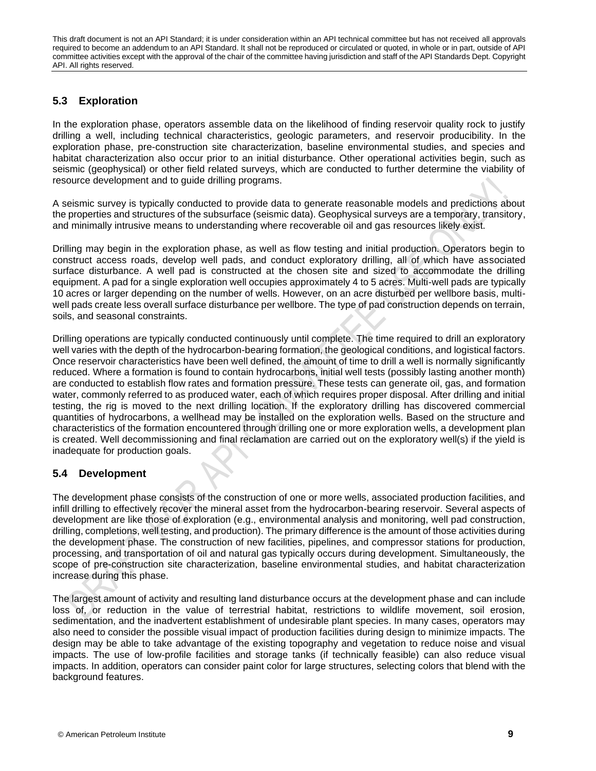## 5.3 Exploration

In the exploration phase, operators assemble data on the likelihood of finding reservoir quality rock to justify drilling a well, including technical characteristics, geologic parameters, and reservoir producibility. In the exploration phase, pre-construction site characterization, baseline environmental studies, and species and habitat characterization also occur prior to an initial disturbance. Other operational activities begin, such as seismic (geophysical) or other field related surveys, which are conducted to further determine the viability of resource development and to guide drilling programs.

A seismic survey is typically conducted to provide data to generate reasonable models and predictions about the properties and structures of the subsurface (seismic data). Geophysical surveys are a temporary, transitory, and minimally intrusive means to understanding where recoverable oil and gas resources likely exist.

Drilling may begin in the exploration phase, as well as flow testing and initial production. Operators begin to construct access roads, develop well pads, and conduct exploratory drilling, all of which have associated surface disturbance. A well pad is constructed at the chosen site and sized to accommodate the drilling equipment. A pad for a single exploration well occupies approximately 4 to 5 acres. Multi-well pads are typically 10 acres or larger depending on the number of wells. However, on an acre disturbed per wellbore basis, multi-well pads create less overall surface disturbance per wellbore. The type of pad construction depends on terrain, soils, and seasonal constraints.

Drilling operations are typically conducted continuously until complete. The time required to drill an exploratory well varies with the depth of the hydrocarbon-bearing formation, the geological conditions, and logistical factors. Once reservoir characteristics have been well defined, the amount of time to drill a well is normally significantly reduced. Where a formation is found to contain hydrocarbons, initial well tests (possibly lasting another month) are conducted to establish flow rates and formation pressure. These tests can generate oil, gas, and formation water, commonly referred to as produced water, each of which requires proper disposal. After drilling and initial testing, the rig is moved to the next drilling location. If the exploratory drilling has discovered commercial quantities of hydrocarbons, a wellhead may be installed on the exploration wells. Based on the structure and characteristics of the formation encountered through drilling one or more exploration wells, a development plan is created. Well decommissioning and final reclamation are carried out on the exploratory well(s) if the yield is inadequate for production goals.

## 5.4 Development

The development phase consists of the construction of one or more wells, associated production facilities, and infill drilling to effectively recover the mineral asset from the hydrocarbon-bearing reservoir. Several aspects of development are like those of exploration (e.g., environmental analysis and monitoring, well pad construction, drilling, completions, well testing, and production). The primary difference is the amount of those activities during the development phase. The construction of new facilities, pipelines, and compressor stations for production, processing, and transportation of oil and natural gas typically occurs during development. Simultaneously, the scope of pre-construction site characterization, baseline environmental studies, and habitat characterization increase during this phase.

The largest amount of activity and resulting land disturbance occurs at the development phase and can include loss of, or reduction in the value of terrestrial habitat, restrictions to wildlife movement, soil erosion, sedimentation, and the inadvertent establishment of undesirable plant species. In many cases, operators may also need to consider the possible visual impact of production facilities during design to minimize impacts. The design may be able to take advantage of the existing topography and vegetation to reduce noise and visual impacts. The use of low-profile facilities and storage tanks (if technically feasible) can also reduce visual impacts. In addition, operators can consider paint color for large structures, selecting colors that blend with the background features.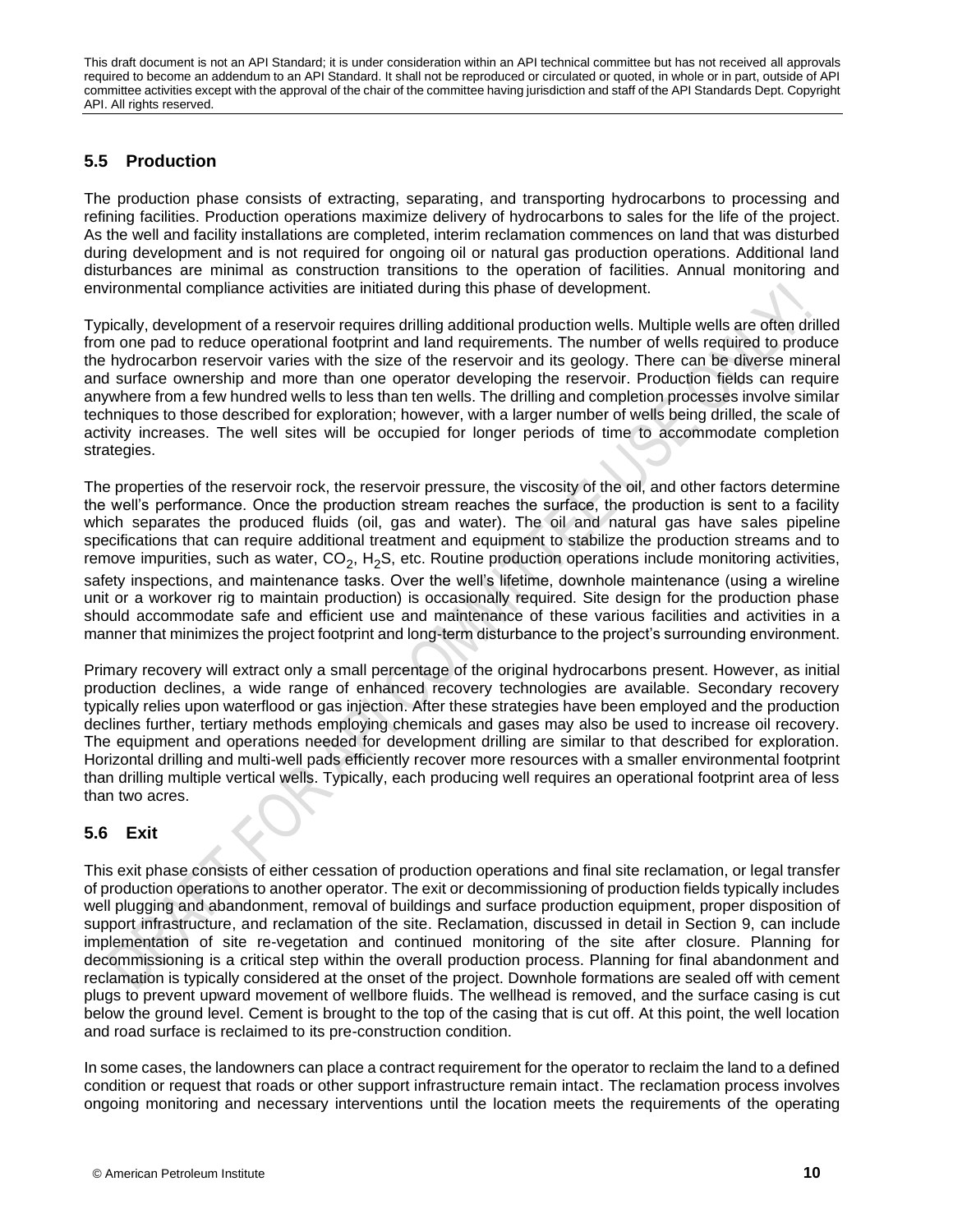## 5.5 Production

The production phase consists of extracting, separating, and transporting hydrocarbons to processing and refining facilities. Production operations maximize delivery of hydrocarbons to sales for the life of the project. As the well and facility installations are completed, interim reclamation commences on land that was disturbed during development and is not required for ongoing oil or natural gas production operations. Additional land disturbances are minimal as construction transitions to the operation of facilities. Annual monitoring and environmental compliance activities are initiated during this phase of development.

Typically, development of a reservoir requires drilling additional production wells. Multiple wells are often drilled from one pad to reduce operational footprint and land requirements. The number of wells required to produce the hydrocarbon reservoir varies with the size of the reservoir and its geology. There can be diverse mineral and surface ownership and more than one operator developing the reservoir. Production fields can require anywhere from a few hundred wells to less than ten wells. The drilling and completion processes involve similar techniques to those described for exploration; however, with a larger number of wells being drilled, the scale of activity increases. The well sites will be occupied for longer periods of time to accommodate completion strategies.

The properties of the reservoir rock, the reservoir pressure, the viscosity of the oil, and other factors determine the well's performance. Once the production stream reaches the surface, the production is sent to a facility which separates the produced fluids (oil, gas and water). The oil and natural gas have sales pipeline specifications that can require additional treatment and equipment to stabilize the production streams and to remove impurities, such as water, $CO_2$, $H_2S$, etc. Routine production operations include monitoring activities, safety inspections, and maintenance tasks. Over the well's lifetime, downhole maintenance (using a wireline unit or a workover rig to maintain production) is occasionally required. Site design for the production phase should accommodate safe and efficient use and maintenance of these various facilities and activities in a manner that minimizes the project footprint and long-term disturbance to the project's surrounding environment.

Primary recovery will extract only a small percentage of the original hydrocarbons present. However, as initial production declines, a wide range of enhanced recovery technologies are available. Secondary recovery typically relies upon waterflood or gas injection. After these strategies have been employed and the production declines further, tertiary methods employing chemicals and gases may also be used to increase oil recovery. The equipment and operations needed for development drilling are similar to that described for exploration. Horizontal drilling and multi-well pads efficiently recover more resources with a smaller environmental footprint than drilling multiple vertical wells. Typically, each producing well requires an operational footprint area of less than two acres.

## 5.6 Exit

This exit phase consists of either cessation of production operations and final site reclamation, or legal transfer of production operations to another operator. The exit or decommissioning of production fields typically includes well plugging and abandonment, removal of buildings and surface production equipment, proper disposition of support infrastructure, and reclamation of the site. Reclamation, discussed in detail in Section 9, can include implementation of site re-vegetation and continued monitoring of the site after closure. Planning for decommissioning is a critical step within the overall production process. Planning for final abandonment and reclamation is typically considered at the onset of the project. Downhole formations are sealed off with cement plugs to prevent upward movement of wellbore fluids. The wellhead is removed, and the surface casing is cut below the ground level. Cement is brought to the top of the casing that is cut off. At this point, the well location and road surface is reclaimed to its pre-construction condition.

In some cases, the landowners can place a contract requirement for the operator to reclaim the land to a defined condition or request that roads or other support infrastructure remain intact. The reclamation process involves ongoing monitoring and necessary interventions until the location meets the requirements of the operating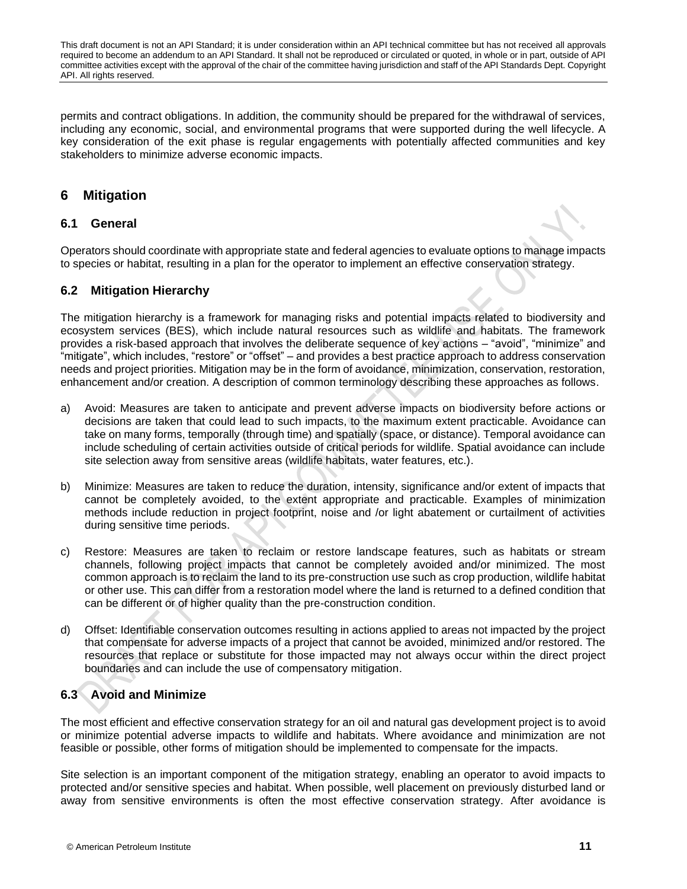permits and contract obligations. In addition, the community should be prepared for the withdrawal of services, including any economic, social, and environmental programs that were supported during the well lifecycle. A key consideration of the exit phase is regular engagements with potentially affected communities and key stakeholders to minimize adverse economic impacts.

## 6 Mitigation

### 6.1 General

Operators should coordinate with appropriate state and federal agencies to evaluate options to manage impacts to species or habitat, resulting in a plan for the operator to implement an effective conservation strategy.

### 6.2 Mitigation Hierarchy

The mitigation hierarchy is a framework for managing risks and potential impacts related to biodiversity and ecosystem services (BES), which include natural resources such as wildlife and habitats. The framework provides a risk-based approach that involves the deliberate sequence of key actions – "avoid", "minimize" and "mitigate", which includes, "restore" or "offset" – and provides a best practice approach to address conservation needs and project priorities. Mitigation may be in the form of avoidance, minimization, conservation, restoration, enhancement and/or creation. A description of common terminology describing these approaches as follows.

a) Avoid: Measures are taken to anticipate and prevent adverse impacts on biodiversity before actions or decisions are taken that could lead to such impacts, to the maximum extent practicable. Avoidance can take on many forms, temporally (through time) and spatially (space, or distance). Temporal avoidance can include scheduling of certain activities outside of critical periods for wildlife. Spatial avoidance can include site selection away from sensitive areas (wildlife habitats, water features, etc.).

b) Minimize: Measures are taken to reduce the duration, intensity, significance and/or extent of impacts that cannot be completely avoided, to the extent appropriate and practicable. Examples of minimization methods include reduction in project footprint, noise and /or light abatement or curtailment of activities during sensitive time periods.

c) Restore: Measures are taken to reclaim or restore landscape features, such as habitats or stream channels, following project impacts that cannot be completely avoided and/or minimized. The most common approach is to reclaim the land to its pre-construction use such as crop production, wildlife habitat or other use. This can differ from a restoration model where the land is returned to a defined condition that can be different or of higher quality than the pre-construction condition.

d) Offset: Identifiable conservation outcomes resulting in actions applied to areas not impacted by the project that compensate for adverse impacts of a project that cannot be avoided, minimized and/or restored. The resources that replace or substitute for those impacted may not always occur within the direct project boundaries and can include the use of compensatory mitigation.

### 6.3 Avoid and Minimize

The most efficient and effective conservation strategy for an oil and natural gas development project is to avoid or minimize potential adverse impacts to wildlife and habitats. Where avoidance and minimization are not feasible or possible, other forms of mitigation should be implemented to compensate for the impacts.

Site selection is an important component of the mitigation strategy, enabling an operator to avoid impacts to protected and/or sensitive species and habitat. When possible, well placement on previously disturbed land or away from sensitive environments is often the most effective conservation strategy. After avoidance is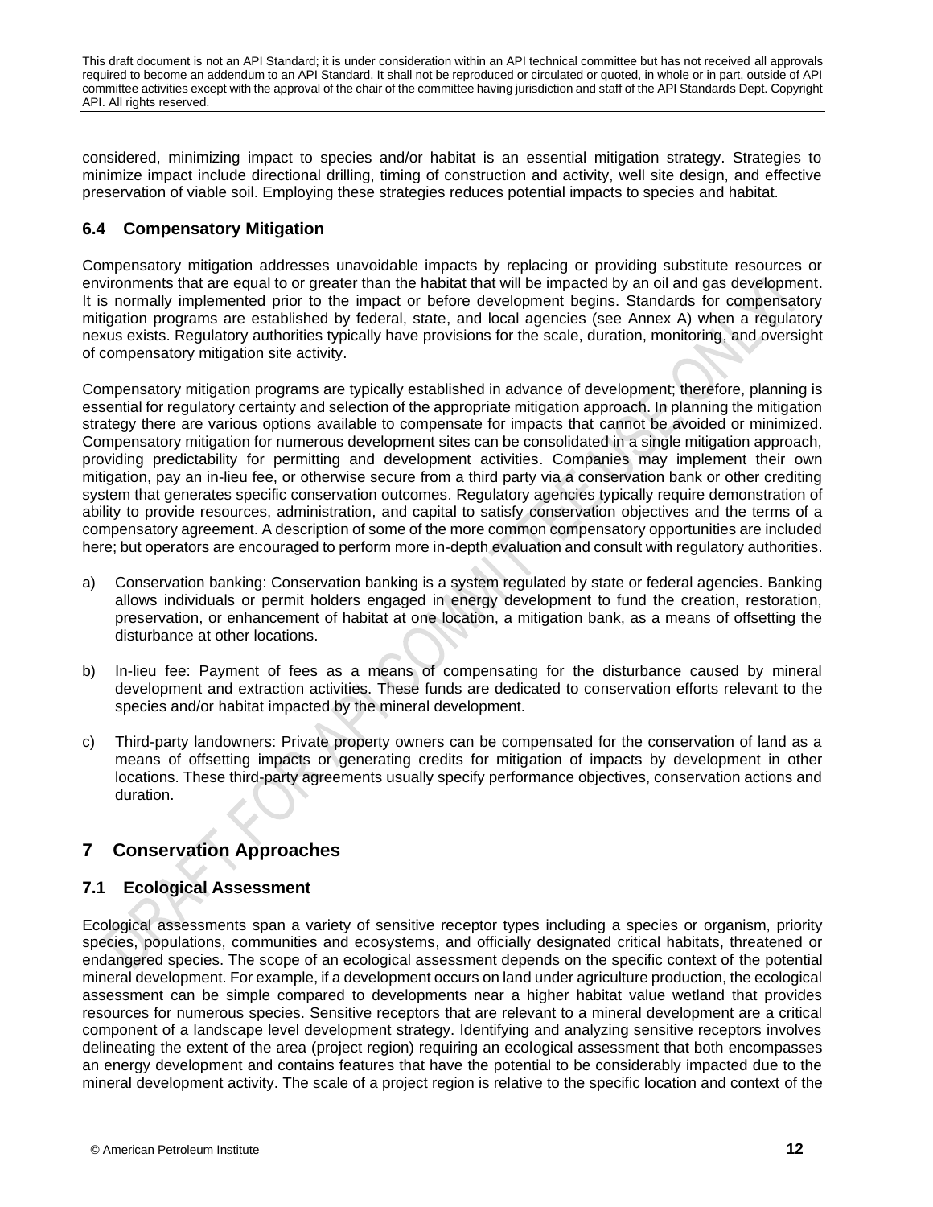considered, minimizing impact to species and/or habitat is an essential mitigation strategy. Strategies to minimize impact include directional drilling, timing of construction and activity, well site design, and effective preservation of viable soil. Employing these strategies reduces potential impacts to species and habitat.

### 6.4 Compensatory Mitigation

Compensatory mitigation addresses unavoidable impacts by replacing or providing substitute resources or environments that are equal to or greater than the habitat that will be impacted by an oil and gas development. It is normally implemented prior to the impact or before development begins. Standards for compensatory mitigation programs are established by federal, state, and local agencies (see Annex A) when a regulatory nexus exists. Regulatory authorities typically have provisions for the scale, duration, monitoring, and oversight of compensatory mitigation site activity.

Compensatory mitigation programs are typically established in advance of development; therefore, planning is essential for regulatory certainty and selection of the appropriate mitigation approach. In planning the mitigation strategy there are various options available to compensate for impacts that cannot be avoided or minimized. Compensatory mitigation for numerous development sites can be consolidated in a single mitigation approach, providing predictability for permitting and development activities. Companies may implement their own mitigation, pay an in-lieu fee, or otherwise secure from a third party via a conservation bank or other crediting system that generates specific conservation outcomes. Regulatory agencies typically require demonstration of ability to provide resources, administration, and capital to satisfy conservation objectives and the terms of a compensatory agreement. A description of some of the more common compensatory opportunities are included here; but operators are encouraged to perform more in-depth evaluation and consult with regulatory authorities.

a) Conservation banking: Conservation banking is a system regulated by state or federal agencies. Banking allows individuals or permit holders engaged in energy development to fund the creation, restoration, preservation, or enhancement of habitat at one location, a mitigation bank, as a means of offsetting the disturbance at other locations.

b) In-lieu fee: Payment of fees as a means of compensating for the disturbance caused by mineral development and extraction activities. These funds are dedicated to conservation efforts relevant to the species and/or habitat impacted by the mineral development.

c) Third-party landowners: Private property owners can be compensated for the conservation of land as a means of offsetting impacts or generating credits for mitigation of impacts by development in other locations. These third-party agreements usually specify performance objectives, conservation actions and duration.

## 7 Conservation Approaches

### 7.1 Ecological Assessment

Ecological assessments span a variety of sensitive receptor types including a species or organism, priority species, populations, communities and ecosystems, and officially designated critical habitats, threatened or endangered species. The scope of an ecological assessment depends on the specific context of the potential mineral development. For example, if a development occurs on land under agriculture production, the ecological assessment can be simple compared to developments near a higher habitat value wetland that provides resources for numerous species. Sensitive receptors that are relevant to a mineral development are a critical component of a landscape level development strategy. Identifying and analyzing sensitive receptors involves delineating the extent of the area (project region) requiring an ecological assessment that both encompasses an energy development and contains features that have the potential to be considerably impacted due to the mineral development activity. The scale of a project region is relative to the specific location and context of the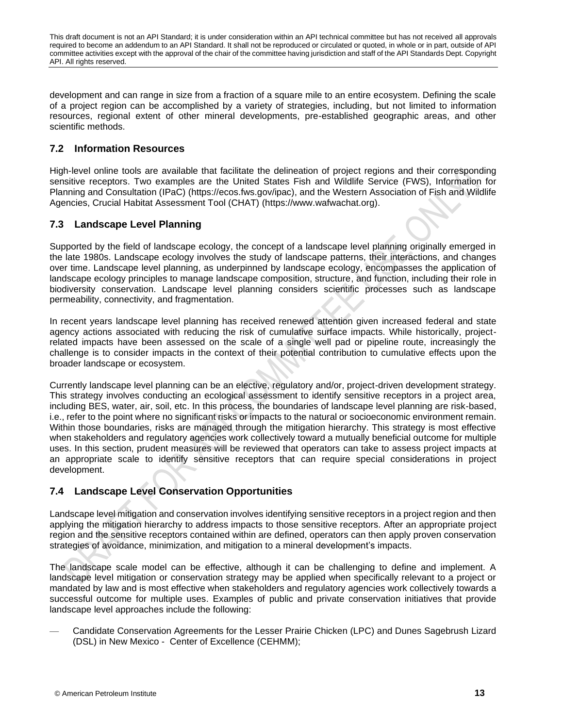development and can range in size from a fraction of a square mile to an entire ecosystem. Defining the scale of a project region can be accomplished by a variety of strategies, including, but not limited to information resources, regional extent of other mineral developments, pre-established geographic areas, and other scientific methods.

## 7.2 Information Resources

High-level online tools are available that facilitate the delineation of project regions and their corresponding sensitive receptors. Two examples are the United States Fish and Wildlife Service (FWS), Information for Planning and Consultation (IPaC) (https://ecos.fws.gov/ipac), and the Western Association of Fish and Wildlife Agencies, Crucial Habitat Assessment Tool (CHAT) (https://www.wafwachat.org).

## 7.3 Landscape Level Planning

Supported by the field of landscape ecology, the concept of a landscape level planning originally emerged in the late 1980s. Landscape ecology involves the study of landscape patterns, their interactions, and changes over time. Landscape level planning, as underpinned by landscape ecology, encompasses the application of landscape ecology principles to manage landscape composition, structure, and function, including their role in biodiversity conservation. Landscape level planning considers scientific processes such as landscape permeability, connectivity, and fragmentation.

In recent years landscape level planning has received renewed attention given increased federal and state agency actions associated with reducing the risk of cumulative surface impacts. While historically, project-related impacts have been assessed on the scale of a single well pad or pipeline route, increasingly the challenge is to consider impacts in the context of their potential contribution to cumulative effects upon the broader landscape or ecosystem.

Currently landscape level planning can be an elective, regulatory and/or, project-driven development strategy. This strategy involves conducting an ecological assessment to identify sensitive receptors in a project area, including BES, water, air, soil, etc. In this process, the boundaries of landscape level planning are risk-based, i.e., refer to the point where no significant risks or impacts to the natural or socioeconomic environment remain. Within those boundaries, risks are managed through the mitigation hierarchy. This strategy is most effective when stakeholders and regulatory agencies work collectively toward a mutually beneficial outcome for multiple uses. In this section, prudent measures will be reviewed that operators can take to assess project impacts at an appropriate scale to identify sensitive receptors that can require special considerations in project development.

## 7.4 Landscape Level Conservation Opportunities

Landscape level mitigation and conservation involves identifying sensitive receptors in a project region and then applying the mitigation hierarchy to address impacts to those sensitive receptors. After an appropriate project region and the sensitive receptors contained within are defined, operators can then apply proven conservation strategies of avoidance, minimization, and mitigation to a mineral development's impacts.

The landscape scale model can be effective, although it can be challenging to define and implement. A landscape level mitigation or conservation strategy may be applied when specifically relevant to a project or mandated by law and is most effective when stakeholders and regulatory agencies work collectively towards a successful outcome for multiple uses. Examples of public and private conservation initiatives that provide landscape level approaches include the following:

- Candidate Conservation Agreements for the Lesser Prairie Chicken (LPC) and Dunes Sagebrush Lizard (DSL) in New Mexico - Center of Excellence (CEHMM);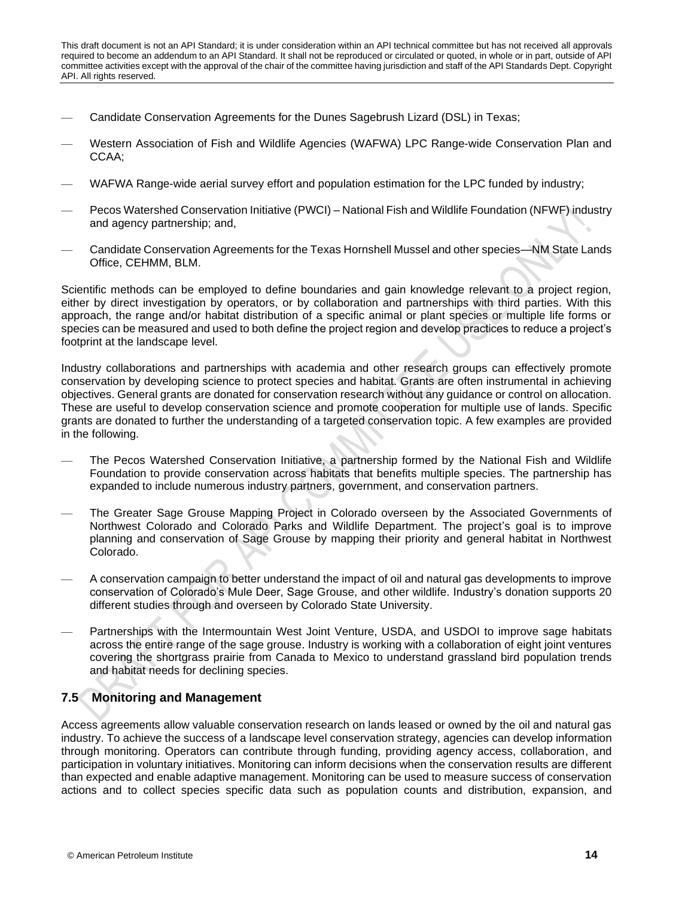- Candidate Conservation Agreements for the Dunes Sagebrush Lizard (DSL) in Texas;
- Western Association of Fish and Wildlife Agencies (WAFWA) LPC Range-wide Conservation Plan and CCAA;
- WAFWA Range-wide aerial survey effort and population estimation for the LPC funded by industry;
- Pecos Watershed Conservation Initiative (PWCI) – National Fish and Wildlife Foundation (NFWF) industry and agency partnership; and,
- Candidate Conservation Agreements for the Texas Hornshell Mussel and other species—NM State Lands Office, CEHMM, BLM.

Scientific methods can be employed to define boundaries and gain knowledge relevant to a project region, either by direct investigation by operators, or by collaboration and partnerships with third parties. With this approach, the range and/or habitat distribution of a specific animal or plant species or multiple life forms or species can be measured and used to both define the project region and develop practices to reduce a project's footprint at the landscape level.

Industry collaborations and partnerships with academia and other research groups can effectively promote conservation by developing science to protect species and habitat. Grants are often instrumental in achieving objectives. General grants are donated for conservation research without any guidance or control on allocation. These are useful to develop conservation science and promote cooperation for multiple use of lands. Specific grants are donated to further the understanding of a targeted conservation topic. A few examples are provided in the following.

- The Pecos Watershed Conservation Initiative, a partnership formed by the National Fish and Wildlife Foundation to provide conservation across habitats that benefits multiple species. The partnership has expanded to include numerous industry partners, government, and conservation partners.
- The Greater Sage Grouse Mapping Project in Colorado overseen by the Associated Governments of Northwest Colorado and Colorado Parks and Wildlife Department. The project's goal is to improve planning and conservation of Sage Grouse by mapping their priority and general habitat in Northwest Colorado.
- A conservation campaign to better understand the impact of oil and natural gas developments to improve conservation of Colorado's Mule Deer, Sage Grouse, and other wildlife. Industry's donation supports 20 different studies through and overseen by Colorado State University.
- Partnerships with the Intermountain West Joint Venture, USDA, and USDOI to improve sage habitats across the entire range of the sage grouse. Industry is working with a collaboration of eight joint ventures covering the shortgrass prairie from Canada to Mexico to understand grassland bird population trends and habitat needs for declining species.

## 7.5 Monitoring and Management

Access agreements allow valuable conservation research on lands leased or owned by the oil and natural gas industry. To achieve the success of a landscape level conservation strategy, agencies can develop information through monitoring. Operators can contribute through funding, providing agency access, collaboration, and participation in voluntary initiatives. Monitoring can inform decisions when the conservation results are different than expected and enable adaptive management. Monitoring can be used to measure success of conservation actions and to collect species specific data such as population counts and distribution, expansion, and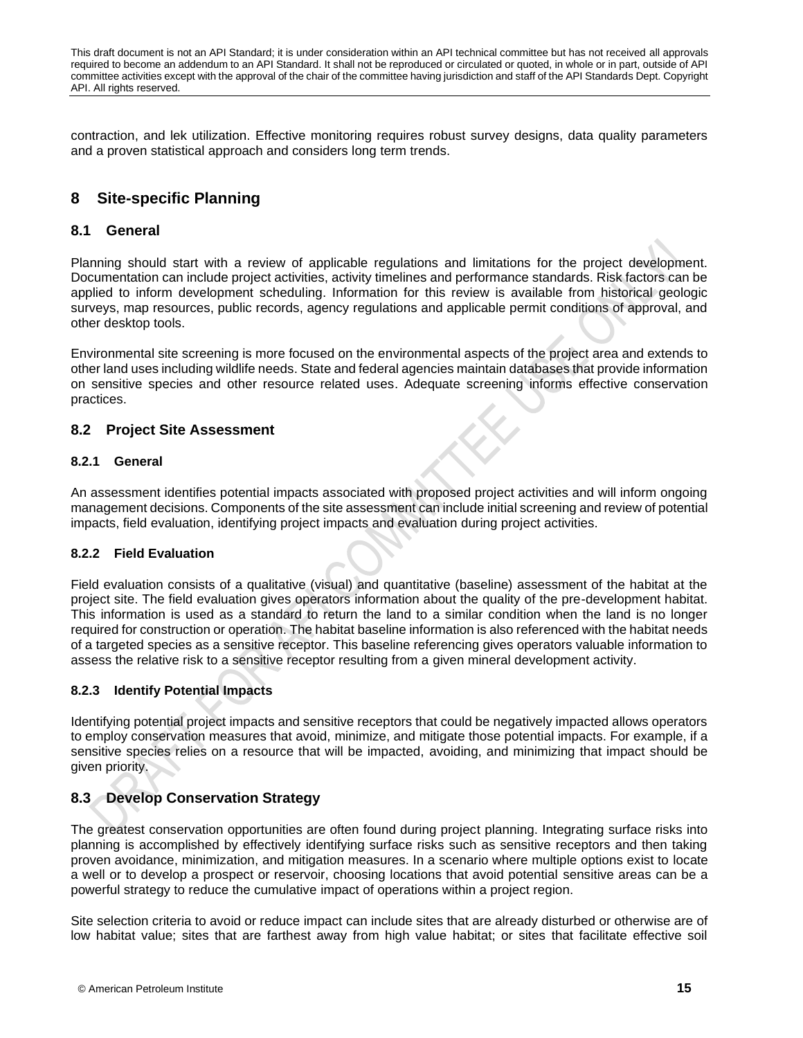contraction, and lek utilization. Effective monitoring requires robust survey designs, data quality parameters and a proven statistical approach and considers long term trends.

## 8 Site-specific Planning

### 8.1 General

Planning should start with a review of applicable regulations and limitations for the project development. Documentation can include project activities, activity timelines and performance standards. Risk factors can be applied to inform development scheduling. Information for this review is available from historical geologic surveys, map resources, public records, agency regulations and applicable permit conditions of approval, and other desktop tools.

Environmental site screening is more focused on the environmental aspects of the project area and extends to other land uses including wildlife needs. State and federal agencies maintain databases that provide information on sensitive species and other resource related uses. Adequate screening informs effective conservation practices.

### 8.2 Project Site Assessment

#### 8.2.1 General

An assessment identifies potential impacts associated with proposed project activities and will inform ongoing management decisions. Components of the site assessment can include initial screening and review of potential impacts, field evaluation, identifying project impacts and evaluation during project activities.

#### 8.2.2 Field Evaluation

Field evaluation consists of a qualitative (visual) and quantitative (baseline) assessment of the habitat at the project site. The field evaluation gives operators information about the quality of the pre-development habitat. This information is used as a standard to return the land to a similar condition when the land is no longer required for construction or operation. The habitat baseline information is also referenced with the habitat needs of a targeted species as a sensitive receptor. This baseline referencing gives operators valuable information to assess the relative risk to a sensitive receptor resulting from a given mineral development activity.

#### 8.2.3 Identify Potential Impacts

Identifying potential project impacts and sensitive receptors that could be negatively impacted allows operators to employ conservation measures that avoid, minimize, and mitigate those potential impacts. For example, if a sensitive species relies on a resource that will be impacted, avoiding, and minimizing that impact should be given priority.

### 8.3 Develop Conservation Strategy

The greatest conservation opportunities are often found during project planning. Integrating surface risks into planning is accomplished by effectively identifying surface risks such as sensitive receptors and then taking proven avoidance, minimization, and mitigation measures. In a scenario where multiple options exist to locate a well or to develop a prospect or reservoir, choosing locations that avoid potential sensitive areas can be a powerful strategy to reduce the cumulative impact of operations within a project region.

Site selection criteria to avoid or reduce impact can include sites that are already disturbed or otherwise are of low habitat value; sites that are farthest away from high value habitat; or sites that facilitate effective soil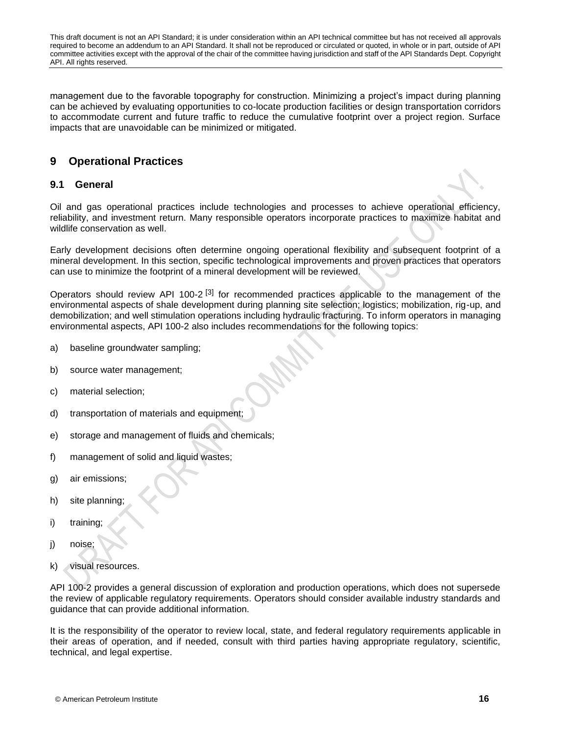management due to the favorable topography for construction. Minimizing a project's impact during planning can be achieved by evaluating opportunities to co-locate production facilities or design transportation corridors to accommodate current and future traffic to reduce the cumulative footprint over a project region. Surface impacts that are unavoidable can be minimized or mitigated.

# 9 Operational Practices

## 9.1 General

Oil and gas operational practices include technologies and processes to achieve operational efficiency, reliability, and investment return. Many responsible operators incorporate practices to maximize habitat and wildlife conservation as well.

Early development decisions often determine ongoing operational flexibility and subsequent footprint of a mineral development. In this section, specific technological improvements and proven practices that operators can use to minimize the footprint of a mineral development will be reviewed.

Operators should review API 100-2 [3] for recommended practices applicable to the management of the environmental aspects of shale development during planning site selection; logistics; mobilization, rig-up, and demobilization; and well stimulation operations including hydraulic fracturing. To inform operators in managing environmental aspects, API 100-2 also includes recommendations for the following topics:

a) baseline groundwater sampling;

b) source water management;

c) material selection;

d) transportation of materials and equipment;

e) storage and management of fluids and chemicals;

f) management of solid and liquid wastes;

g) air emissions;

h) site planning;

i) training;

j) noise;

k) visual resources.

API 100-2 provides a general discussion of exploration and production operations, which does not supersede the review of applicable regulatory requirements. Operators should consider available industry standards and guidance that can provide additional information.

It is the responsibility of the operator to review local, state, and federal regulatory requirements applicable in their areas of operation, and if needed, consult with third parties having appropriate regulatory, scientific, technical, and legal expertise.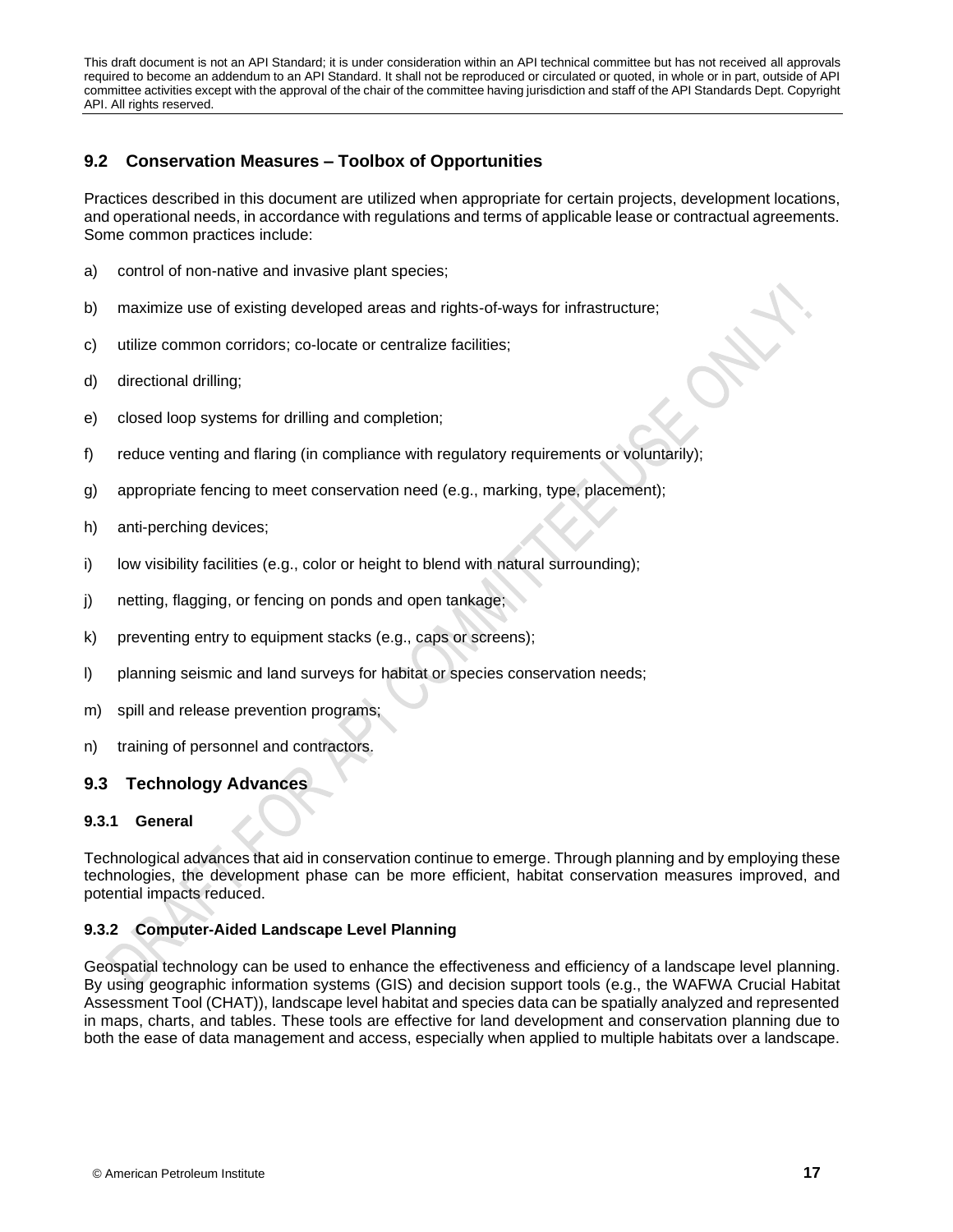## 9.2 Conservation Measures – Toolbox of Opportunities

Practices described in this document are utilized when appropriate for certain projects, development locations, and operational needs, in accordance with regulations and terms of applicable lease or contractual agreements. Some common practices include:

a) control of non-native and invasive plant species;

b) maximize use of existing developed areas and rights-of-ways for infrastructure;

c) utilize common corridors; co-locate or centralize facilities;

d) directional drilling;

e) closed loop systems for drilling and completion;

f) reduce venting and flaring (in compliance with regulatory requirements or voluntarily);

g) appropriate fencing to meet conservation need (e.g., marking, type, placement);

h) anti-perching devices;

i) low visibility facilities (e.g., color or height to blend with natural surrounding);

j) netting, flagging, or fencing on ponds and open tankage;

k) preventing entry to equipment stacks (e.g., caps or screens);

l) planning seismic and land surveys for habitat or species conservation needs;

m) spill and release prevention programs;

n) training of personnel and contractors.

## 9.3 Technology Advances

### 9.3.1 General

Technological advances that aid in conservation continue to emerge. Through planning and by employing these technologies, the development phase can be more efficient, habitat conservation measures improved, and potential impacts reduced.

### 9.3.2 Computer-Aided Landscape Level Planning

Geospatial technology can be used to enhance the effectiveness and efficiency of a landscape level planning. By using geographic information systems (GIS) and decision support tools (e.g., the WAFWA Crucial Habitat Assessment Tool (CHAT)), landscape level habitat and species data can be spatially analyzed and represented in maps, charts, and tables. These tools are effective for land development and conservation planning due to both the ease of data management and access, especially when applied to multiple habitats over a landscape.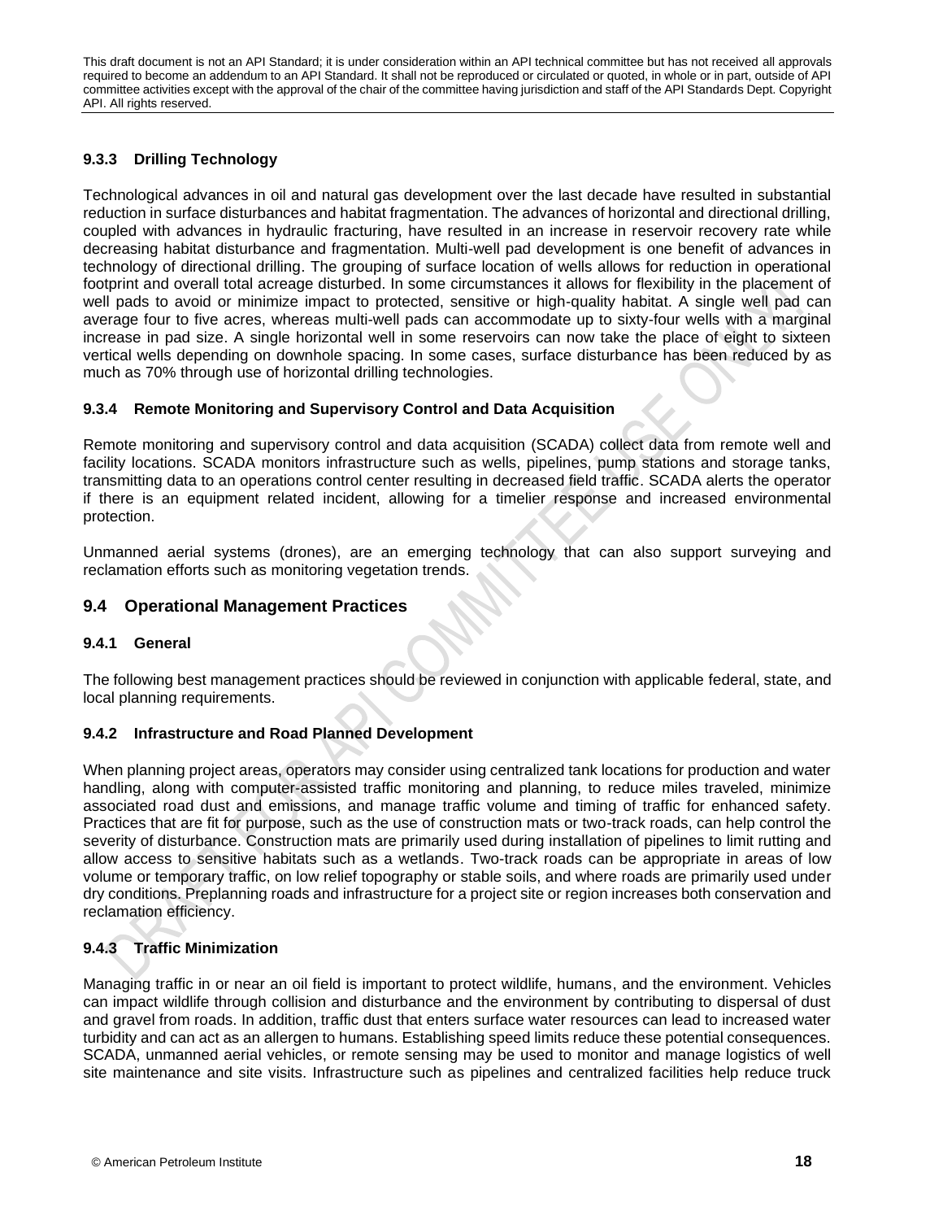### 9.3.3 Drilling Technology

Technological advances in oil and natural gas development over the last decade have resulted in substantial reduction in surface disturbances and habitat fragmentation. The advances of horizontal and directional drilling, coupled with advances in hydraulic fracturing, have resulted in an increase in reservoir recovery rate while decreasing habitat disturbance and fragmentation. Multi-well pad development is one benefit of advances in technology of directional drilling. The grouping of surface location of wells allows for reduction in operational footprint and overall total acreage disturbed. In some circumstances it allows for flexibility in the placement of well pads to avoid or minimize impact to protected, sensitive or high-quality habitat. A single well pad can average four to five acres, whereas multi-well pads can accommodate up to sixty-four wells with a marginal increase in pad size. A single horizontal well in some reservoirs can now take the place of eight to sixteen vertical wells depending on downhole spacing. In some cases, surface disturbance has been reduced by as much as 70% through use of horizontal drilling technologies.

### 9.3.4 Remote Monitoring and Supervisory Control and Data Acquisition

Remote monitoring and supervisory control and data acquisition (SCADA) collect data from remote well and facility locations. SCADA monitors infrastructure such as wells, pipelines, pump stations and storage tanks, transmitting data to an operations control center resulting in decreased field traffic. SCADA alerts the operator if there is an equipment related incident, allowing for a timelier response and increased environmental protection.

Unmanned aerial systems (drones), are an emerging technology that can also support surveying and reclamation efforts such as monitoring vegetation trends.

## 9.4 Operational Management Practices

### 9.4.1 General

The following best management practices should be reviewed in conjunction with applicable federal, state, and local planning requirements.

### 9.4.2 Infrastructure and Road Planned Development

When planning project areas, operators may consider using centralized tank locations for production and water handling, along with computer-assisted traffic monitoring and planning, to reduce miles traveled, minimize associated road dust and emissions, and manage traffic volume and timing of traffic for enhanced safety. Practices that are fit for purpose, such as the use of construction mats or two-track roads, can help control the severity of disturbance. Construction mats are primarily used during installation of pipelines to limit rutting and allow access to sensitive habitats such as a wetlands. Two-track roads can be appropriate in areas of low volume or temporary traffic, on low relief topography or stable soils, and where roads are primarily used under dry conditions. Preplanning roads and infrastructure for a project site or region increases both conservation and reclamation efficiency.

### 9.4.3 Traffic Minimization

Managing traffic in or near an oil field is important to protect wildlife, humans, and the environment. Vehicles can impact wildlife through collision and disturbance and the environment by contributing to dispersal of dust and gravel from roads. In addition, traffic dust that enters surface water resources can lead to increased water turbidity and can act as an allergen to humans. Establishing speed limits reduce these potential consequences. SCADA, unmanned aerial vehicles, or remote sensing may be used to monitor and manage logistics of well site maintenance and site visits. Infrastructure such as pipelines and centralized facilities help reduce truck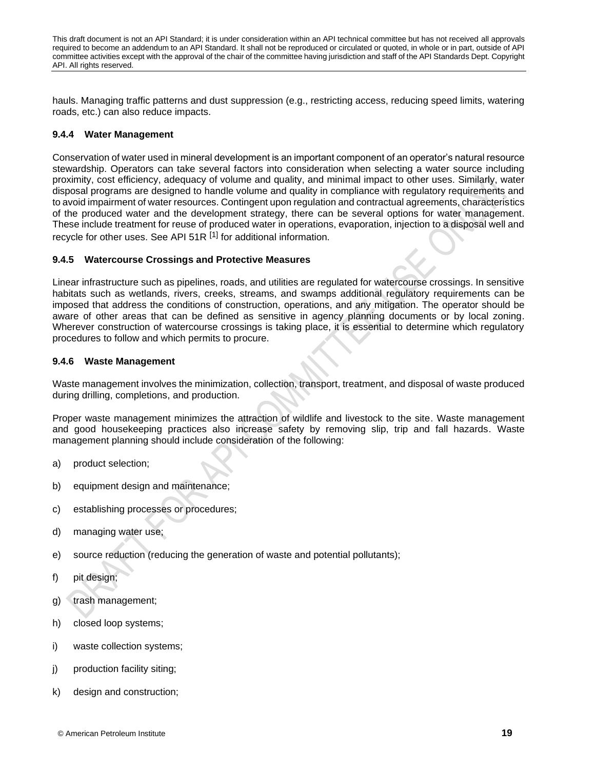hauls. Managing traffic patterns and dust suppression (e.g., restricting access, reducing speed limits, watering roads, etc.) can also reduce impacts.

### 9.4.4 Water Management

Conservation of water used in mineral development is an important component of an operator's natural resource stewardship. Operators can take several factors into consideration when selecting a water source including proximity, cost efficiency, adequacy of volume and quality, and minimal impact to other uses. Similarly, water disposal programs are designed to handle volume and quality in compliance with regulatory requirements and to avoid impairment of water resources. Contingent upon regulation and contractual agreements, characteristics of the produced water and the development strategy, there can be several options for water management. These include treatment for reuse of produced water in operations, evaporation, injection to a disposal well and recycle for other uses. See API 51R [1] for additional information.

### 9.4.5 Watercourse Crossings and Protective Measures

Linear infrastructure such as pipelines, roads, and utilities are regulated for watercourse crossings. In sensitive habitats such as wetlands, rivers, creeks, streams, and swamps additional regulatory requirements can be imposed that address the conditions of construction, operations, and any mitigation. The operator should be aware of other areas that can be defined as sensitive in agency planning documents or by local zoning. Wherever construction of watercourse crossings is taking place, it is essential to determine which regulatory procedures to follow and which permits to procure.

### 9.4.6 Waste Management

Waste management involves the minimization, collection, transport, treatment, and disposal of waste produced during drilling, completions, and production.

Proper waste management minimizes the attraction of wildlife and livestock to the site. Waste management and good housekeeping practices also increase safety by removing slip, trip and fall hazards. Waste management planning should include consideration of the following:

a) product selection;

b) equipment design and maintenance;

c) establishing processes or procedures;

d) managing water use;

e) source reduction (reducing the generation of waste and potential pollutants);

f) pit design;

g) trash management;

h) closed loop systems;

i) waste collection systems;

j) production facility siting;

k) design and construction;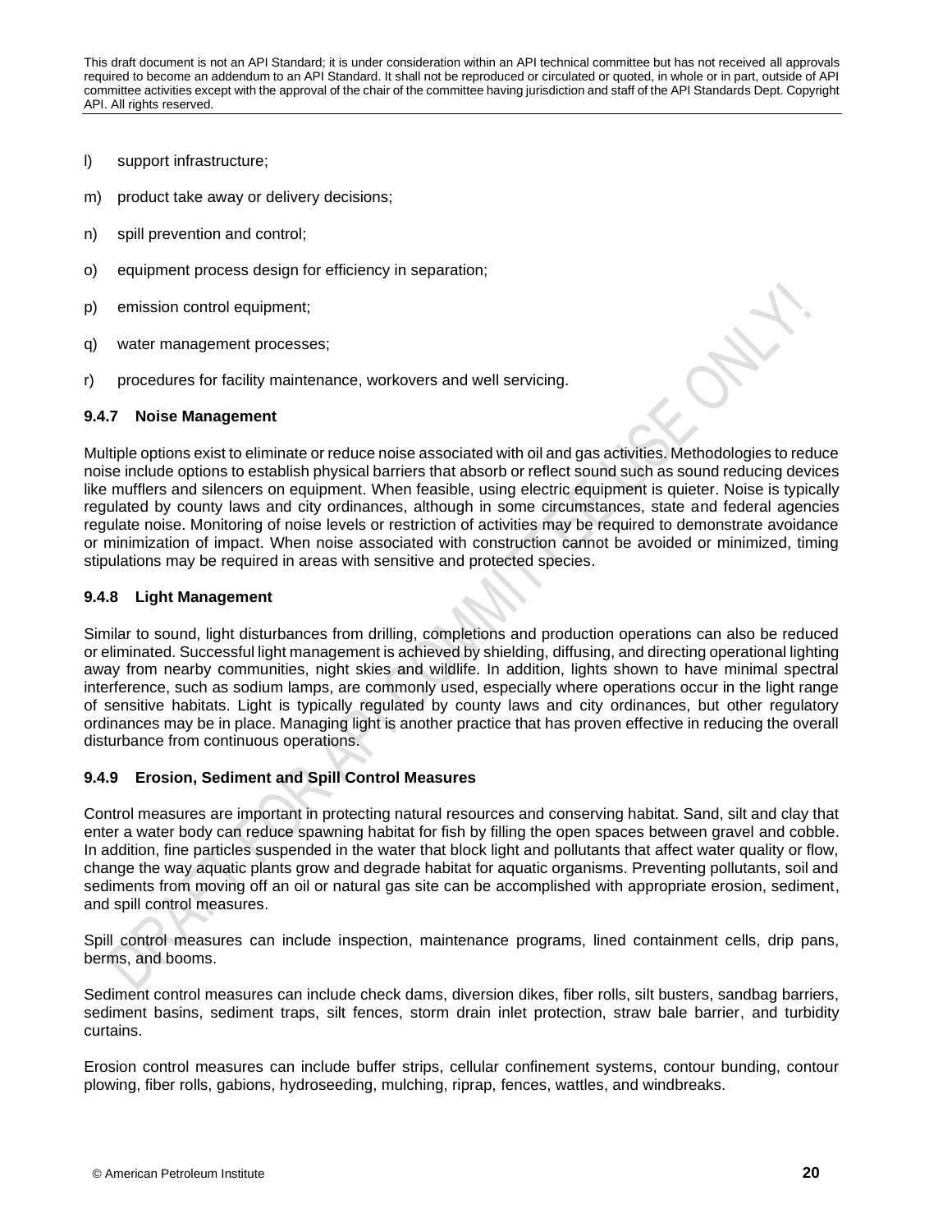l) support infrastructure;

m) product take away or delivery decisions;

n) spill prevention and control;

o) equipment process design for efficiency in separation;

p) emission control equipment;

q) water management processes;

r) procedures for facility maintenance, workovers and well servicing.

### 9.4.7 Noise Management

Multiple options exist to eliminate or reduce noise associated with oil and gas activities. Methodologies to reduce noise include options to establish physical barriers that absorb or reflect sound such as sound reducing devices like mufflers and silencers on equipment. When feasible, using electric equipment is quieter. Noise is typically regulated by county laws and city ordinances, although in some circumstances, state and federal agencies regulate noise. Monitoring of noise levels or restriction of activities may be required to demonstrate avoidance or minimization of impact. When noise associated with construction cannot be avoided or minimized, timing stipulations may be required in areas with sensitive and protected species.

### 9.4.8 Light Management

Similar to sound, light disturbances from drilling, completions and production operations can also be reduced or eliminated. Successful light management is achieved by shielding, diffusing, and directing operational lighting away from nearby communities, night skies and wildlife. In addition, lights shown to have minimal spectral interference, such as sodium lamps, are commonly used, especially where operations occur in the light range of sensitive habitats. Light is typically regulated by county laws and city ordinances, but other regulatory ordinances may be in place. Managing light is another practice that has proven effective in reducing the overall disturbance from continuous operations.

### 9.4.9 Erosion, Sediment and Spill Control Measures

Control measures are important in protecting natural resources and conserving habitat. Sand, silt and clay that enter a water body can reduce spawning habitat for fish by filling the open spaces between gravel and cobble. In addition, fine particles suspended in the water that block light and pollutants that affect water quality or flow, change the way aquatic plants grow and degrade habitat for aquatic organisms. Preventing pollutants, soil and sediments from moving off an oil or natural gas site can be accomplished with appropriate erosion, sediment, and spill control measures.

Spill control measures can include inspection, maintenance programs, lined containment cells, drip pans, berms, and booms.

Sediment control measures can include check dams, diversion dikes, fiber rolls, silt busters, sandbag barriers, sediment basins, sediment traps, silt fences, storm drain inlet protection, straw bale barrier, and turbidity curtains.

Erosion control measures can include buffer strips, cellular confinement systems, contour bunding, contour plowing, fiber rolls, gabions, hydroseeding, mulching, riprap, fences, wattles, and windbreaks.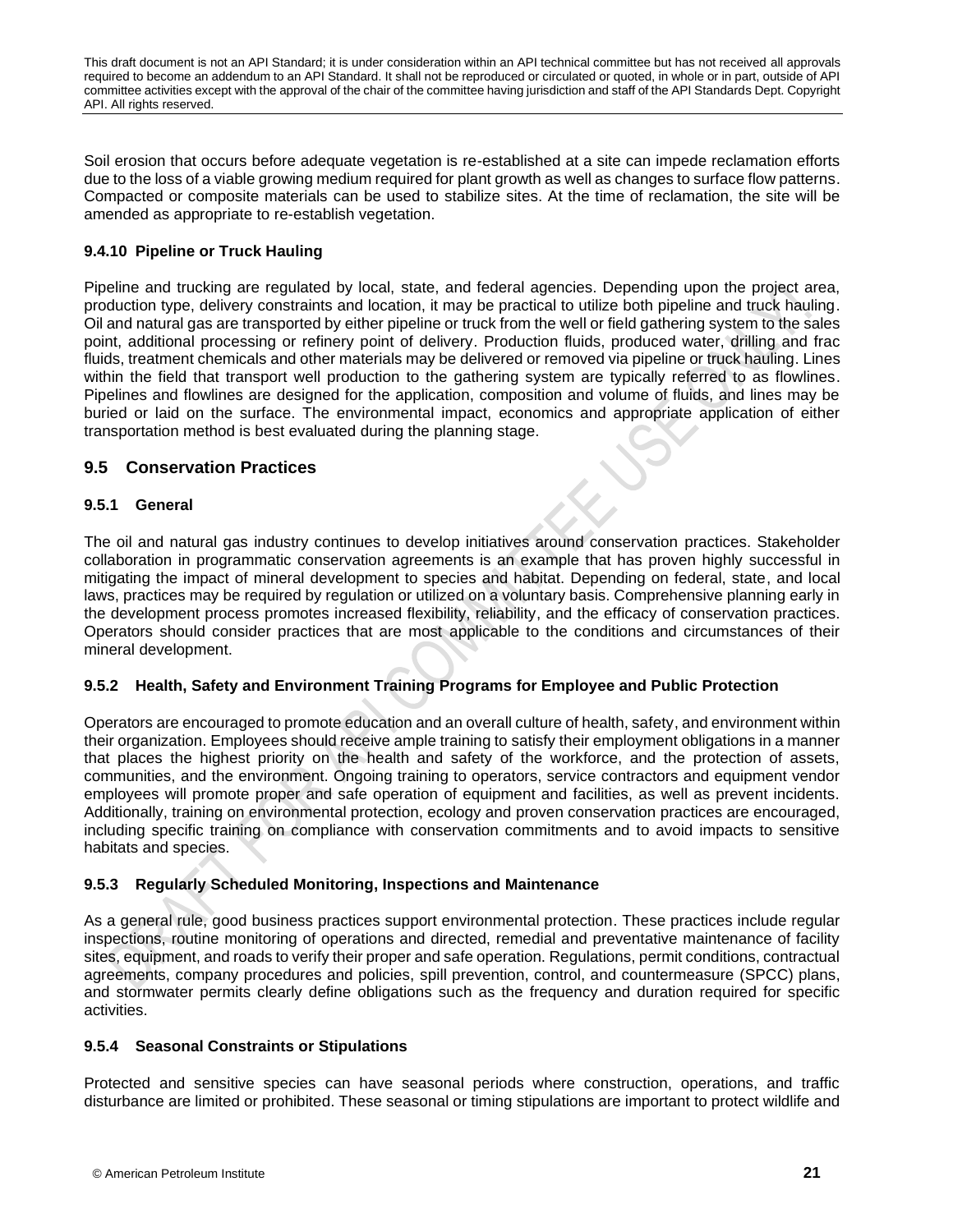Soil erosion that occurs before adequate vegetation is re-established at a site can impede reclamation efforts due to the loss of a viable growing medium required for plant growth as well as changes to surface flow patterns. Compacted or composite materials can be used to stabilize sites. At the time of reclamation, the site will be amended as appropriate to re-establish vegetation.

#### 9.4.10 Pipeline or Truck Hauling

Pipeline and trucking are regulated by local, state, and federal agencies. Depending upon the project area, production type, delivery constraints and location, it may be practical to utilize both pipeline and truck hauling. Oil and natural gas are transported by either pipeline or truck from the well or field gathering system to the sales point, additional processing or refinery point of delivery. Production fluids, produced water, drilling and frac fluids, treatment chemicals and other materials may be delivered or removed via pipeline or truck hauling. Lines within the field that transport well production to the gathering system are typically referred to as flowlines. Pipelines and flowlines are designed for the application, composition and volume of fluids, and lines may be buried or laid on the surface. The environmental impact, economics and appropriate application of either transportation method is best evaluated during the planning stage.

## 9.5 Conservation Practices

### 9.5.1 General

The oil and natural gas industry continues to develop initiatives around conservation practices. Stakeholder collaboration in programmatic conservation agreements is an example that has proven highly successful in mitigating the impact of mineral development to species and habitat. Depending on federal, state, and local laws, practices may be required by regulation or utilized on a voluntary basis. Comprehensive planning early in the development process promotes increased flexibility, reliability, and the efficacy of conservation practices. Operators should consider practices that are most applicable to the conditions and circumstances of their mineral development.

### 9.5.2 Health, Safety and Environment Training Programs for Employee and Public Protection

Operators are encouraged to promote education and an overall culture of health, safety, and environment within their organization. Employees should receive ample training to satisfy their employment obligations in a manner that places the highest priority on the health and safety of the workforce, and the protection of assets, communities, and the environment. Ongoing training to operators, service contractors and equipment vendor employees will promote proper and safe operation of equipment and facilities, as well as prevent incidents. Additionally, training on environmental protection, ecology and proven conservation practices are encouraged, including specific training on compliance with conservation commitments and to avoid impacts to sensitive habitats and species.

### 9.5.3 Regularly Scheduled Monitoring, Inspections and Maintenance

As a general rule, good business practices support environmental protection. These practices include regular inspections, routine monitoring of operations and directed, remedial and preventative maintenance of facility sites, equipment, and roads to verify their proper and safe operation. Regulations, permit conditions, contractual agreements, company procedures and policies, spill prevention, control, and countermeasure (SPCC) plans, and stormwater permits clearly define obligations such as the frequency and duration required for specific activities.

### 9.5.4 Seasonal Constraints or Stipulations

Protected and sensitive species can have seasonal periods where construction, operations, and traffic disturbance are limited or prohibited. These seasonal or timing stipulations are important to protect wildlife and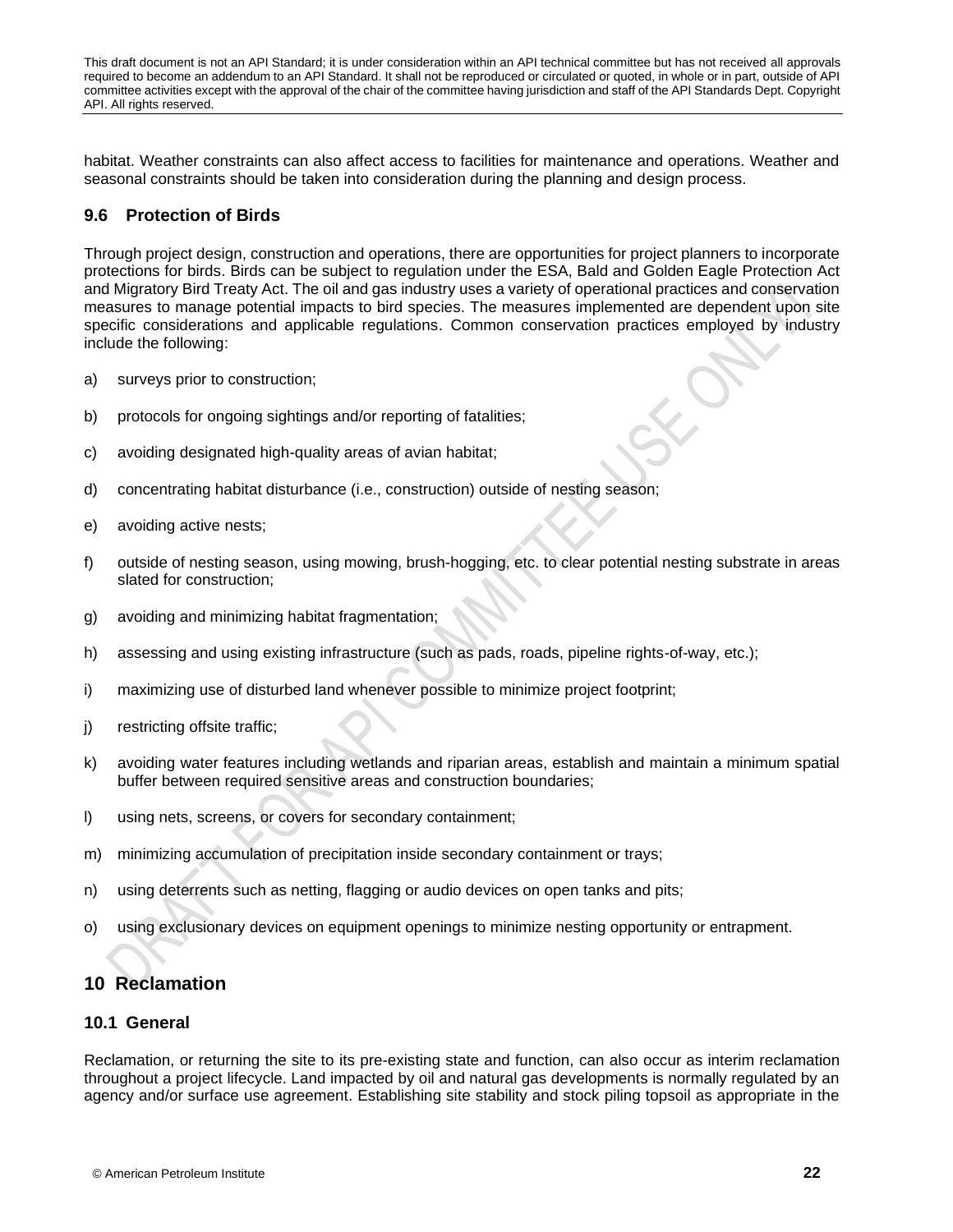habitat. Weather constraints can also affect access to facilities for maintenance and operations. Weather and seasonal constraints should be taken into consideration during the planning and design process.

### 9.6 Protection of Birds

Through project design, construction and operations, there are opportunities for project planners to incorporate protections for birds. Birds can be subject to regulation under the ESA, Bald and Golden Eagle Protection Act and Migratory Bird Treaty Act. The oil and gas industry uses a variety of operational practices and conservation measures to manage potential impacts to bird species. The measures implemented are dependent upon site specific considerations and applicable regulations. Common conservation practices employed by industry include the following:

a) surveys prior to construction;

b) protocols for ongoing sightings and/or reporting of fatalities;

c) avoiding designated high-quality areas of avian habitat;

d) concentrating habitat disturbance (i.e., construction) outside of nesting season;

e) avoiding active nests;

f) outside of nesting season, using mowing, brush-hogging, etc. to clear potential nesting substrate in areas slated for construction;

g) avoiding and minimizing habitat fragmentation;

h) assessing and using existing infrastructure (such as pads, roads, pipeline rights-of-way, etc.);

i) maximizing use of disturbed land whenever possible to minimize project footprint;

j) restricting offsite traffic;

k) avoiding water features including wetlands and riparian areas, establish and maintain a minimum spatial buffer between required sensitive areas and construction boundaries;

l) using nets, screens, or covers for secondary containment;

m) minimizing accumulation of precipitation inside secondary containment or trays;

n) using deterrents such as netting, flagging or audio devices on open tanks and pits;

o) using exclusionary devices on equipment openings to minimize nesting opportunity or entrapment.

## 10 Reclamation

### 10.1 General

Reclamation, or returning the site to its pre-existing state and function, can also occur as interim reclamation throughout a project lifecycle. Land impacted by oil and natural gas developments is normally regulated by an agency and/or surface use agreement. Establishing site stability and stock piling topsoil as appropriate in the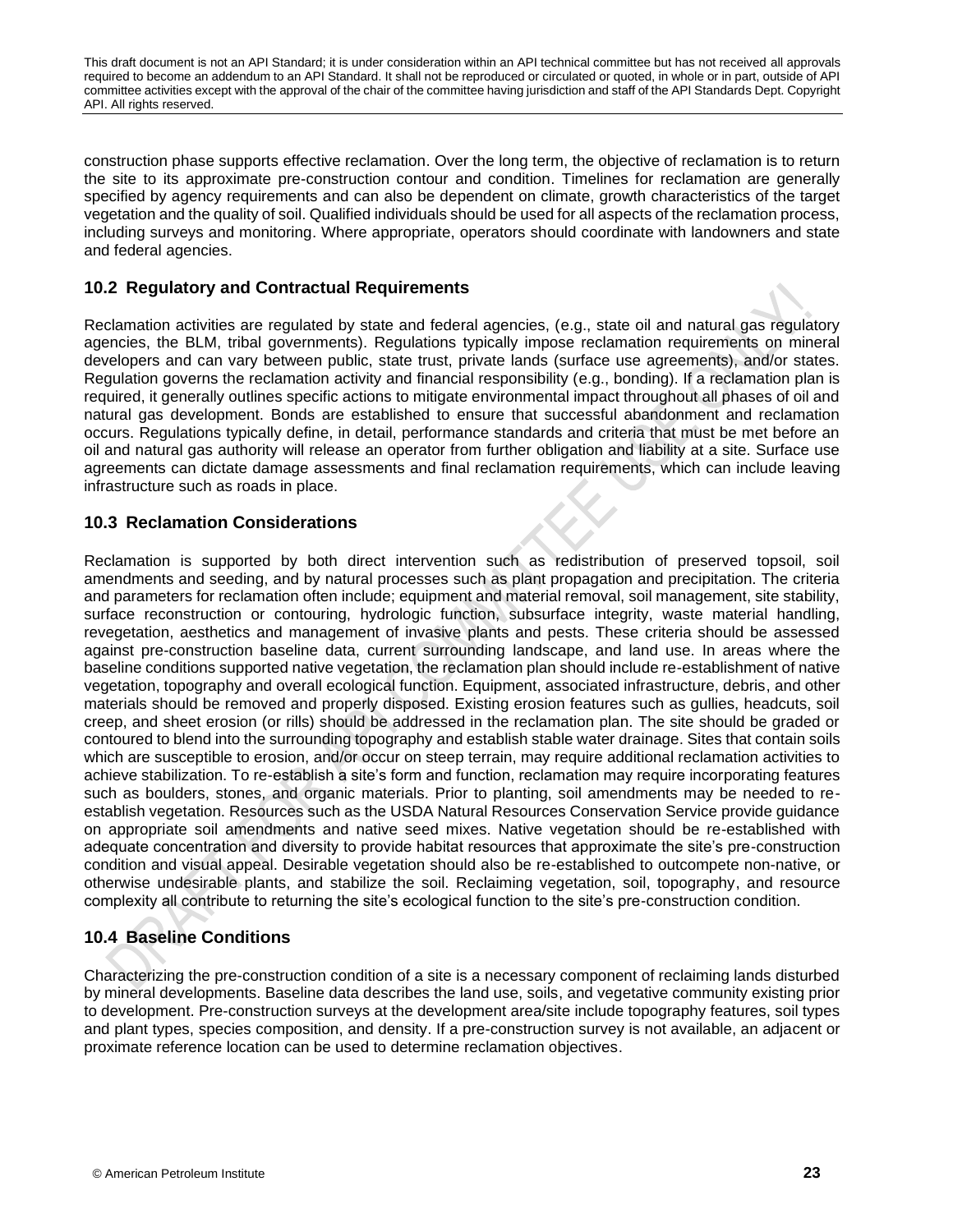construction phase supports effective reclamation. Over the long term, the objective of reclamation is to return the site to its approximate pre-construction contour and condition. Timelines for reclamation are generally specified by agency requirements and can also be dependent on climate, growth characteristics of the target vegetation and the quality of soil. Qualified individuals should be used for all aspects of the reclamation process, including surveys and monitoring. Where appropriate, operators should coordinate with landowners and state and federal agencies.

## 10.2 Regulatory and Contractual Requirements

Reclamation activities are regulated by state and federal agencies, (e.g., state oil and natural gas regulatory agencies, the BLM, tribal governments). Regulations typically impose reclamation requirements on mineral developers and can vary between public, state trust, private lands (surface use agreements), and/or states. Regulation governs the reclamation activity and financial responsibility (e.g., bonding). If a reclamation plan is required, it generally outlines specific actions to mitigate environmental impact throughout all phases of oil and natural gas development. Bonds are established to ensure that successful abandonment and reclamation occurs. Regulations typically define, in detail, performance standards and criteria that must be met before an oil and natural gas authority will release an operator from further obligation and liability at a site. Surface use agreements can dictate damage assessments and final reclamation requirements, which can include leaving infrastructure such as roads in place.

## 10.3 Reclamation Considerations

Reclamation is supported by both direct intervention such as redistribution of preserved topsoil, soil amendments and seeding, and by natural processes such as plant propagation and precipitation. The criteria and parameters for reclamation often include; equipment and material removal, soil management, site stability, surface reconstruction or contouring, hydrologic function, subsurface integrity, waste material handling, revegetation, aesthetics and management of invasive plants and pests. These criteria should be assessed against pre-construction baseline data, current surrounding landscape, and land use. In areas where the baseline conditions supported native vegetation, the reclamation plan should include re-establishment of native vegetation, topography and overall ecological function. Equipment, associated infrastructure, debris, and other materials should be removed and properly disposed. Existing erosion features such as gullies, headcuts, soil creep, and sheet erosion (or rills) should be addressed in the reclamation plan. The site should be graded or contoured to blend into the surrounding topography and establish stable water drainage. Sites that contain soils which are susceptible to erosion, and/or occur on steep terrain, may require additional reclamation activities to achieve stabilization. To re-establish a site's form and function, reclamation may require incorporating features such as boulders, stones, and organic materials. Prior to planting, soil amendments may be needed to re-establish vegetation. Resources such as the USDA Natural Resources Conservation Service provide guidance on appropriate soil amendments and native seed mixes. Native vegetation should be re-established with adequate concentration and diversity to provide habitat resources that approximate the site's pre-construction condition and visual appeal. Desirable vegetation should also be re-established to outcompete non-native, or otherwise undesirable plants, and stabilize the soil. Reclaiming vegetation, soil, topography, and resource complexity all contribute to returning the site's ecological function to the site's pre-construction condition.

## 10.4 Baseline Conditions

Characterizing the pre-construction condition of a site is a necessary component of reclaiming lands disturbed by mineral developments. Baseline data describes the land use, soils, and vegetative community existing prior to development. Pre-construction surveys at the development area/site include topography features, soil types and plant types, species composition, and density. If a pre-construction survey is not available, an adjacent or proximate reference location can be used to determine reclamation objectives.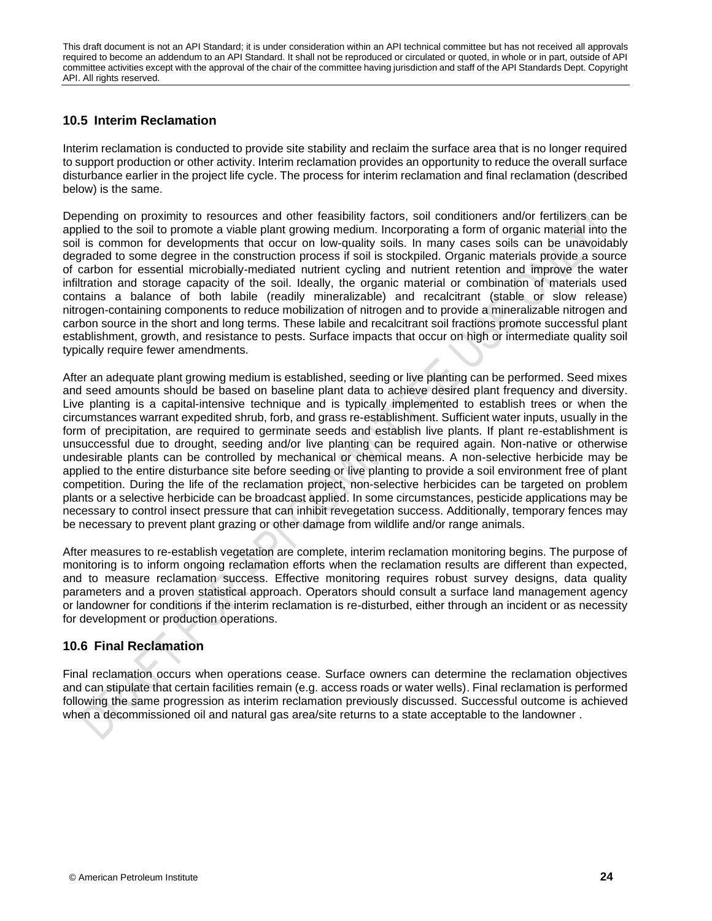## 10.5 Interim Reclamation

Interim reclamation is conducted to provide site stability and reclaim the surface area that is no longer required to support production or other activity. Interim reclamation provides an opportunity to reduce the overall surface disturbance earlier in the project life cycle. The process for interim reclamation and final reclamation (described below) is the same.

Depending on proximity to resources and other feasibility factors, soil conditioners and/or fertilizers can be applied to the soil to promote a viable plant growing medium. Incorporating a form of organic material into the soil is common for developments that occur on low-quality soils. In many cases soils can be unavoidably degraded to some degree in the construction process if soil is stockpiled. Organic materials provide a source of carbon for essential microbially-mediated nutrient cycling and nutrient retention and improve the water infiltration and storage capacity of the soil. Ideally, the organic material or combination of materials used contains a balance of both labile (readily mineralizable) and recalcitrant (stable or slow release) nitrogen-containing components to reduce mobilization of nitrogen and to provide a mineralizable nitrogen and carbon source in the short and long terms. These labile and recalcitrant soil fractions promote successful plant establishment, growth, and resistance to pests. Surface impacts that occur on high or intermediate quality soil typically require fewer amendments.

After an adequate plant growing medium is established, seeding or live planting can be performed. Seed mixes and seed amounts should be based on baseline plant data to achieve desired plant frequency and diversity. Live planting is a capital-intensive technique and is typically implemented to establish trees or when the circumstances warrant expedited shrub, forb, and grass re-establishment. Sufficient water inputs, usually in the form of precipitation, are required to germinate seeds and establish live plants. If plant re-establishment is unsuccessful due to drought, seeding and/or live planting can be required again. Non-native or otherwise undesirable plants can be controlled by mechanical or chemical means. A non-selective herbicide may be applied to the entire disturbance site before seeding or live planting to provide a soil environment free of plant competition. During the life of the reclamation project, non-selective herbicides can be targeted on problem plants or a selective herbicide can be broadcast applied. In some circumstances, pesticide applications may be necessary to control insect pressure that can inhibit revegetation success. Additionally, temporary fences may be necessary to prevent plant grazing or other damage from wildlife and/or range animals.

After measures to re-establish vegetation are complete, interim reclamation monitoring begins. The purpose of monitoring is to inform ongoing reclamation efforts when the reclamation results are different than expected, and to measure reclamation success. Effective monitoring requires robust survey designs, data quality parameters and a proven statistical approach. Operators should consult a surface land management agency or landowner for conditions if the interim reclamation is re-disturbed, either through an incident or as necessity for development or production operations.

## 10.6 Final Reclamation

Final reclamation occurs when operations cease. Surface owners can determine the reclamation objectives and can stipulate that certain facilities remain (e.g. access roads or water wells). Final reclamation is performed following the same progression as interim reclamation previously discussed. Successful outcome is achieved when a decommissioned oil and natural gas area/site returns to a state acceptable to the landowner .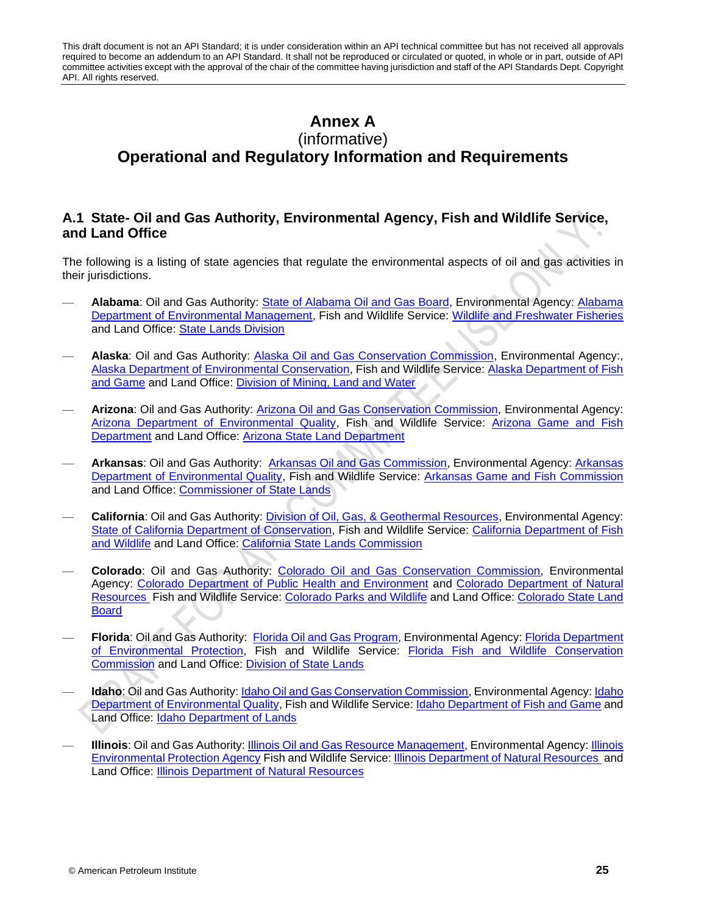This draft document is not an API Standard; it is under consideration within an API technical committee but has not received all approvals required to become an addendum to an API Standard. It shall not be reproduced or circulated or quoted, in whole or in part, outside of API committee activities except with the approval of the chair of the committee having jurisdiction and staff of the API Standards Dept. Copyright API. All rights reserved.

# Annex A
(informative)
# Operational and Regulatory Information and Requirements

## A.1 State- Oil and Gas Authority, Environmental Agency, Fish and Wildlife Service, and Land Office

The following is a listing of state agencies that regulate the environmental aspects of oil and gas activities in their jurisdictions.

— **Alabama**: Oil and Gas Authority: State of Alabama Oil and Gas Board, Environmental Agency: Alabama Department of Environmental Management, Fish and Wildlife Service: Wildlife and Freshwater Fisheries and Land Office: State Lands Division

— **Alaska**: Oil and Gas Authority: Alaska Oil and Gas Conservation Commission, Environmental Agency:, Alaska Department of Environmental Conservation, Fish and Wildlife Service: Alaska Department of Fish and Game and Land Office: Division of Mining, Land and Water

— **Arizona**: Oil and Gas Authority: Arizona Oil and Gas Conservation Commission, Environmental Agency: Arizona Department of Environmental Quality, Fish and Wildlife Service: Arizona Game and Fish Department and Land Office: Arizona State Land Department

— **Arkansas**: Oil and Gas Authority: Arkansas Oil and Gas Commission, Environmental Agency: Arkansas Department of Environmental Quality, Fish and Wildlife Service: Arkansas Game and Fish Commission and Land Office: Commissioner of State Lands

— **California**: Oil and Gas Authority: Division of Oil, Gas, & Geothermal Resources, Environmental Agency: State of California Department of Conservation, Fish and Wildlife Service: California Department of Fish and Wildlife and Land Office: California State Lands Commission

— **Colorado**: Oil and Gas Authority: Colorado Oil and Gas Conservation Commission, Environmental Agency: Colorado Department of Public Health and Environment and Colorado Department of Natural Resources Fish and Wildlife Service: Colorado Parks and Wildlife and Land Office: Colorado State Land Board

— **Florida**: Oil and Gas Authority: Florida Oil and Gas Program, Environmental Agency: Florida Department of Environmental Protection, Fish and Wildlife Service: Florida Fish and Wildlife Conservation Commission and Land Office: Division of State Lands

— **Idaho**: Oil and Gas Authority: Idaho Oil and Gas Conservation Commission, Environmental Agency: Idaho Department of Environmental Quality, Fish and Wildlife Service: Idaho Department of Fish and Game and Land Office: Idaho Department of Lands

— **Illinois**: Oil and Gas Authority: Illinois Oil and Gas Resource Management, Environmental Agency: Illinois Environmental Protection Agency Fish and Wildlife Service: Illinois Department of Natural Resources and Land Office: Illinois Department of Natural Resources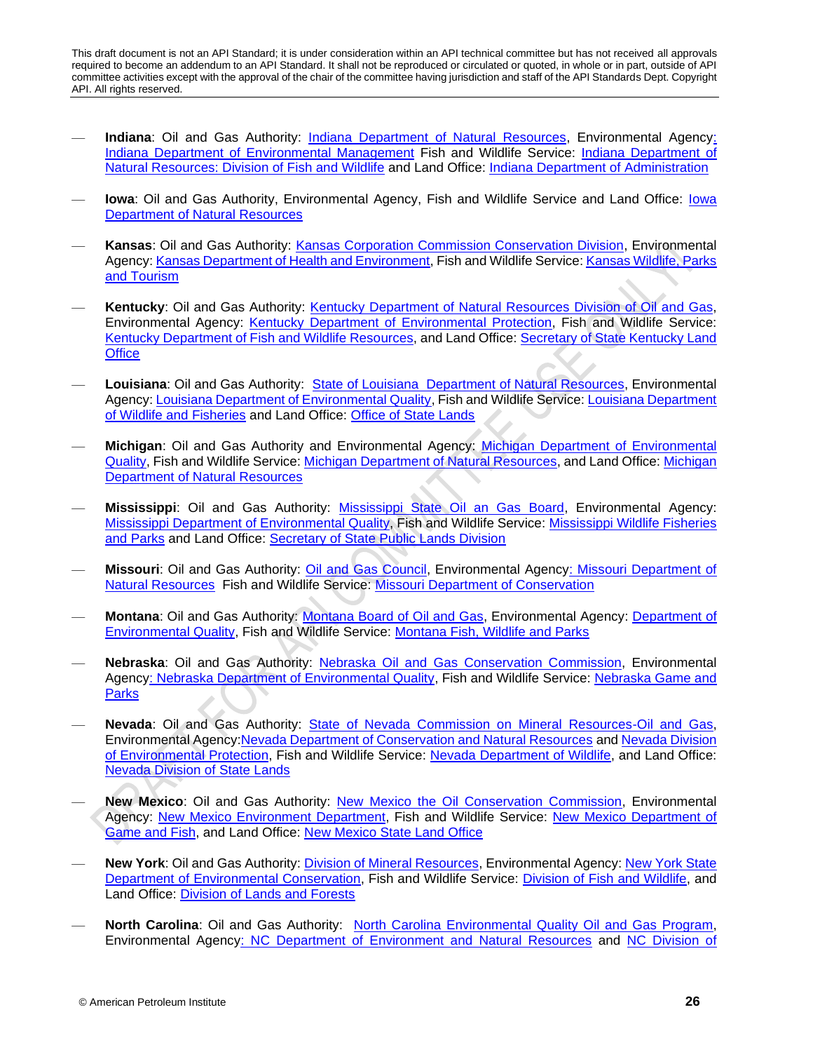- **Indiana**: Oil and Gas Authority: Indiana Department of Natural Resources, Environmental Agency: Indiana Department of Environmental Management Fish and Wildlife Service: Indiana Department of Natural Resources: Division of Fish and Wildlife and Land Office: Indiana Department of Administration

- **Iowa**: Oil and Gas Authority, Environmental Agency, Fish and Wildlife Service and Land Office: Iowa Department of Natural Resources

- **Kansas**: Oil and Gas Authority: Kansas Corporation Commission Conservation Division, Environmental Agency: Kansas Department of Health and Environment, Fish and Wildlife Service: Kansas Wildlife, Parks and Tourism

- **Kentucky**: Oil and Gas Authority: Kentucky Department of Natural Resources Division of Oil and Gas, Environmental Agency: Kentucky Department of Environmental Protection, Fish and Wildlife Service: Kentucky Department of Fish and Wildlife Resources, and Land Office: Secretary of State Kentucky Land Office

- **Louisiana**: Oil and Gas Authority: State of Louisiana Department of Natural Resources, Environmental Agency: Louisiana Department of Environmental Quality, Fish and Wildlife Service: Louisiana Department of Wildlife and Fisheries and Land Office: Office of State Lands

- **Michigan**: Oil and Gas Authority and Environmental Agency: Michigan Department of Environmental Quality, Fish and Wildlife Service: Michigan Department of Natural Resources, and Land Office: Michigan Department of Natural Resources

- **Mississippi**: Oil and Gas Authority: Mississippi State Oil an Gas Board, Environmental Agency: Mississippi Department of Environmental Quality, Fish and Wildlife Service: Mississippi Wildlife Fisheries and Parks and Land Office: Secretary of State Public Lands Division

- **Missouri**: Oil and Gas Authority: Oil and Gas Council, Environmental Agency: Missouri Department of Natural Resources Fish and Wildlife Service: Missouri Department of Conservation

- **Montana**: Oil and Gas Authority: Montana Board of Oil and Gas, Environmental Agency: Department of Environmental Quality, Fish and Wildlife Service: Montana Fish, Wildlife and Parks

- **Nebraska**: Oil and Gas Authority: Nebraska Oil and Gas Conservation Commission, Environmental Agency: Nebraska Department of Environmental Quality, Fish and Wildlife Service: Nebraska Game and Parks

- **Nevada**: Oil and Gas Authority: State of Nevada Commission on Mineral Resources-Oil and Gas, Environmental Agency: Nevada Department of Conservation and Natural Resources and Nevada Division of Environmental Protection, Fish and Wildlife Service: Nevada Department of Wildlife, and Land Office: Nevada Division of State Lands

- **New Mexico**: Oil and Gas Authority: New Mexico the Oil Conservation Commission, Environmental Agency: New Mexico Environment Department, Fish and Wildlife Service: New Mexico Department of Game and Fish, and Land Office: New Mexico State Land Office

- **New York**: Oil and Gas Authority: Division of Mineral Resources, Environmental Agency: New York State Department of Environmental Conservation, Fish and Wildlife Service: Division of Fish and Wildlife, and Land Office: Division of Lands and Forests

- **North Carolina**: Oil and Gas Authority: North Carolina Environmental Quality Oil and Gas Program, Environmental Agency: NC Department of Environment and Natural Resources and NC Division of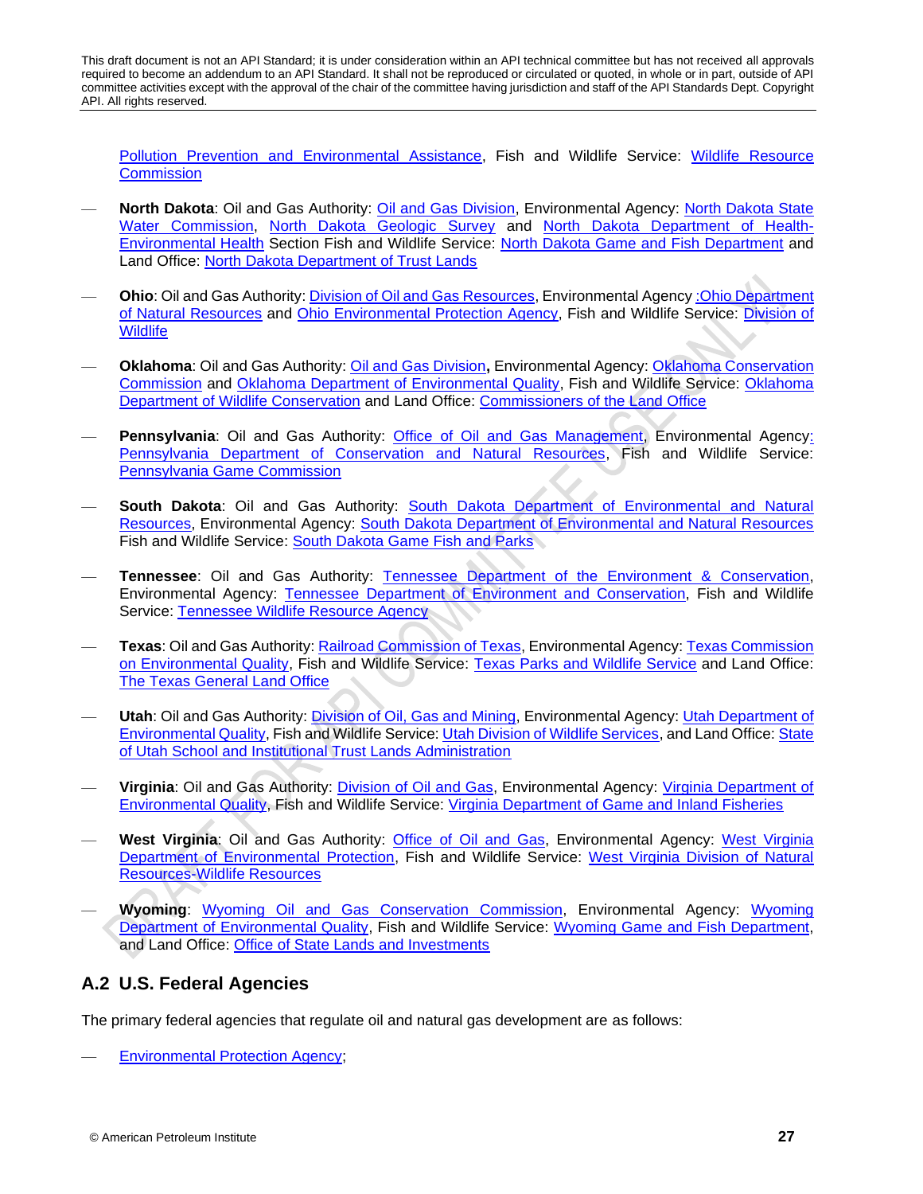Pollution Prevention and Environmental Assistance, Fish and Wildlife Service: Wildlife Resource Commission

— **North Dakota**: Oil and Gas Authority: Oil and Gas Division, Environmental Agency: North Dakota State Water Commission, North Dakota Geologic Survey and North Dakota Department of Health-Environmental Health Section Fish and Wildlife Service: North Dakota Game and Fish Department and Land Office: North Dakota Department of Trust Lands

— **Ohio**: Oil and Gas Authority: Division of Oil and Gas Resources, Environmental Agency :Ohio Department of Natural Resources and Ohio Environmental Protection Agency, Fish and Wildlife Service: Division of Wildlife

— **Oklahoma**: Oil and Gas Authority: Oil and Gas Division**,** Environmental Agency: Oklahoma Conservation Commission and Oklahoma Department of Environmental Quality, Fish and Wildlife Service: Oklahoma Department of Wildlife Conservation and Land Office: Commissioners of the Land Office

— **Pennsylvania**: Oil and Gas Authority: Office of Oil and Gas Management, Environmental Agency: Pennsylvania Department of Conservation and Natural Resources, Fish and Wildlife Service: Pennsylvania Game Commission

— **South Dakota**: Oil and Gas Authority: South Dakota Department of Environmental and Natural Resources, Environmental Agency: South Dakota Department of Environmental and Natural Resources Fish and Wildlife Service: South Dakota Game Fish and Parks

— **Tennessee**: Oil and Gas Authority: Tennessee Department of the Environment & Conservation, Environmental Agency: Tennessee Department of Environment and Conservation, Fish and Wildlife Service: Tennessee Wildlife Resource Agency

— **Texas**: Oil and Gas Authority: Railroad Commission of Texas, Environmental Agency: Texas Commission on Environmental Quality, Fish and Wildlife Service: Texas Parks and Wildlife Service and Land Office: The Texas General Land Office

— **Utah**: Oil and Gas Authority: Division of Oil, Gas and Mining, Environmental Agency: Utah Department of Environmental Quality, Fish and Wildlife Service: Utah Division of Wildlife Services, and Land Office: State of Utah School and Institutional Trust Lands Administration

— **Virginia**: Oil and Gas Authority: Division of Oil and Gas, Environmental Agency: Virginia Department of Environmental Quality, Fish and Wildlife Service: Virginia Department of Game and Inland Fisheries

— **West Virginia**: Oil and Gas Authority: Office of Oil and Gas, Environmental Agency: West Virginia Department of Environmental Protection, Fish and Wildlife Service: West Virginia Division of Natural Resources-Wildlife Resources

— **Wyoming**: Wyoming Oil and Gas Conservation Commission, Environmental Agency: Wyoming Department of Environmental Quality, Fish and Wildlife Service: Wyoming Game and Fish Department, and Land Office: Office of State Lands and Investments

## A.2 U.S. Federal Agencies

The primary federal agencies that regulate oil and natural gas development are as follows:

— Environmental Protection Agency;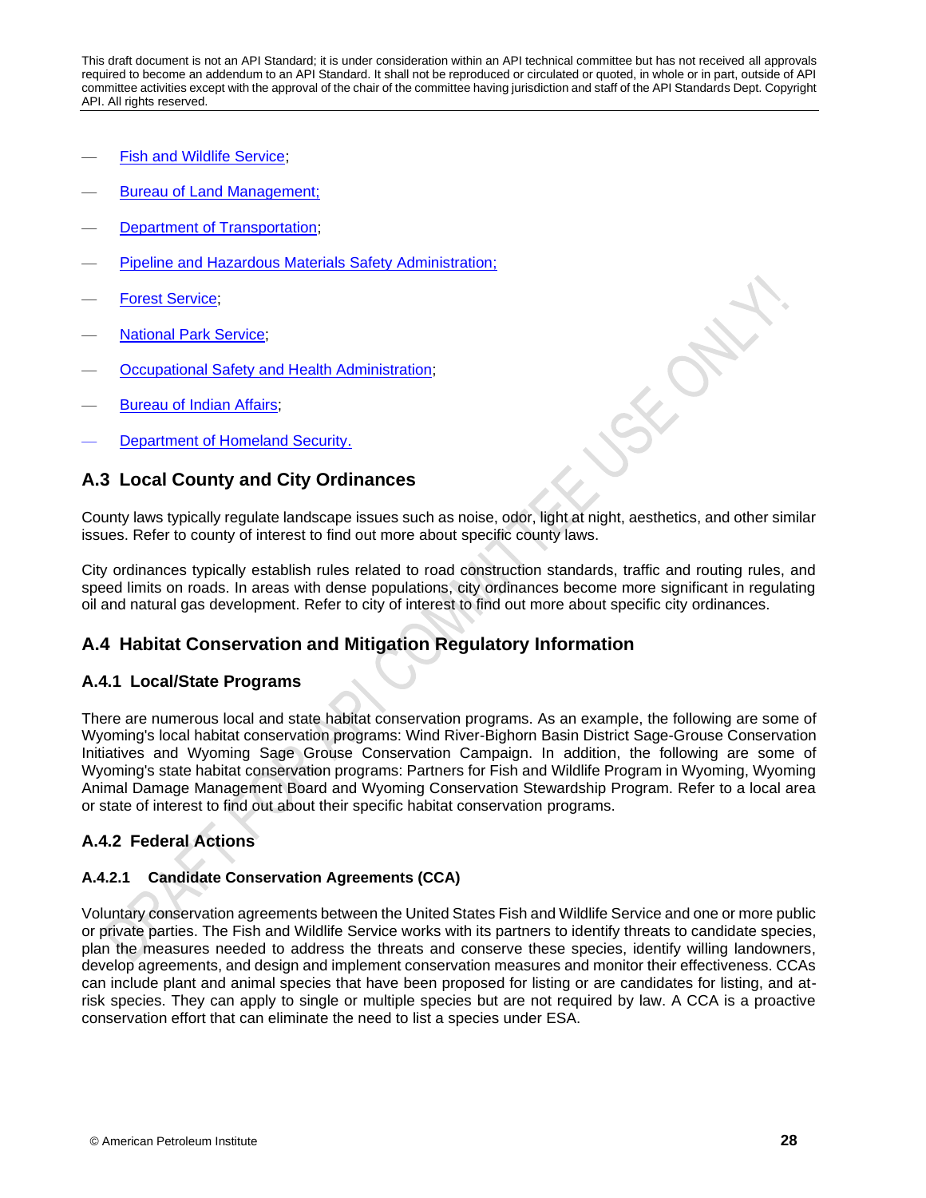- Fish and Wildlife Service;
- Bureau of Land Management;
- Department of Transportation;
- Pipeline and Hazardous Materials Safety Administration;
- Forest Service;
- National Park Service;
- Occupational Safety and Health Administration;
- Bureau of Indian Affairs;
- Department of Homeland Security.

## A.3 Local County and City Ordinances

County laws typically regulate landscape issues such as noise, odor, light at night, aesthetics, and other similar issues. Refer to county of interest to find out more about specific county laws.

City ordinances typically establish rules related to road construction standards, traffic and routing rules, and speed limits on roads. In areas with dense populations, city ordinances become more significant in regulating oil and natural gas development. Refer to city of interest to find out more about specific city ordinances.

## A.4 Habitat Conservation and Mitigation Regulatory Information

### A.4.1 Local/State Programs

There are numerous local and state habitat conservation programs. As an example, the following are some of Wyoming's local habitat conservation programs: Wind River-Bighorn Basin District Sage-Grouse Conservation Initiatives and Wyoming Sage Grouse Conservation Campaign. In addition, the following are some of Wyoming's state habitat conservation programs: Partners for Fish and Wildlife Program in Wyoming, Wyoming Animal Damage Management Board and Wyoming Conservation Stewardship Program. Refer to a local area or state of interest to find out about their specific habitat conservation programs.

### A.4.2 Federal Actions

#### A.4.2.1 Candidate Conservation Agreements (CCA)

Voluntary conservation agreements between the United States Fish and Wildlife Service and one or more public or private parties. The Fish and Wildlife Service works with its partners to identify threats to candidate species, plan the measures needed to address the threats and conserve these species, identify willing landowners, develop agreements, and design and implement conservation measures and monitor their effectiveness. CCAs can include plant and animal species that have been proposed for listing or are candidates for listing, and at-risk species. They can apply to single or multiple species but are not required by law. A CCA is a proactive conservation effort that can eliminate the need to list a species under ESA.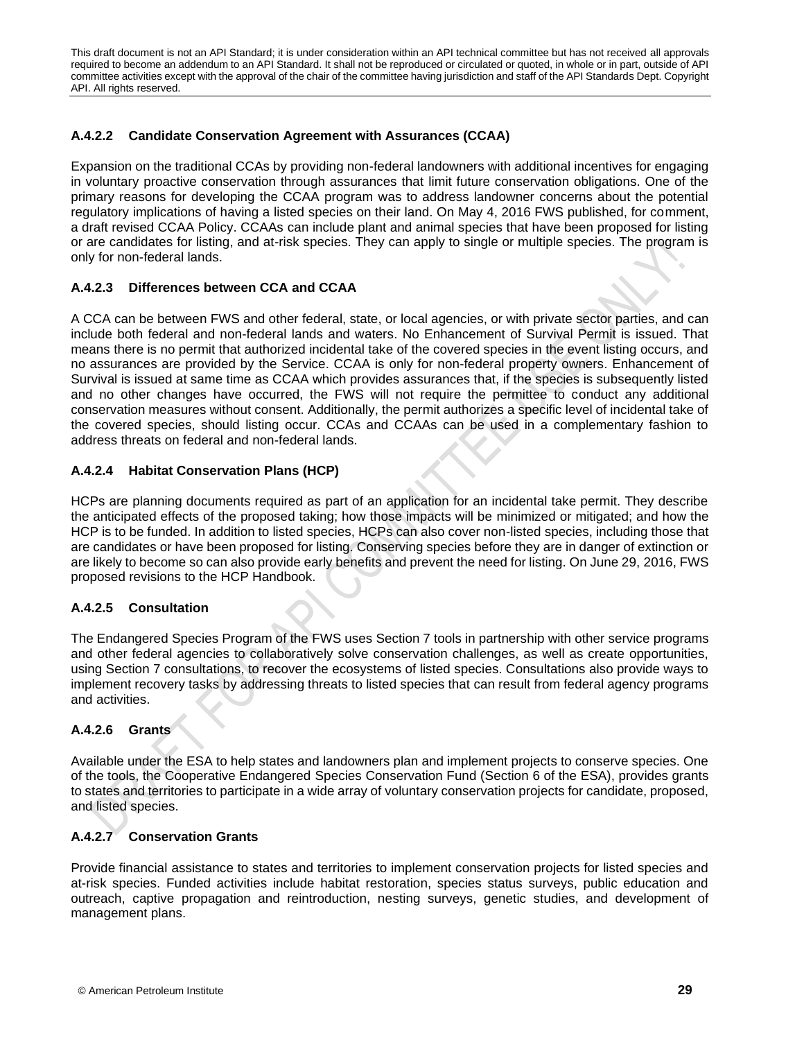#### A.4.2.2 Candidate Conservation Agreement with Assurances (CCAA)

Expansion on the traditional CCAs by providing non-federal landowners with additional incentives for engaging in voluntary proactive conservation through assurances that limit future conservation obligations. One of the primary reasons for developing the CCAA program was to address landowner concerns about the potential regulatory implications of having a listed species on their land. On May 4, 2016 FWS published, for comment, a draft revised CCAA Policy. CCAAs can include plant and animal species that have been proposed for listing or are candidates for listing, and at-risk species. They can apply to single or multiple species. The program is only for non-federal lands.

#### A.4.2.3 Differences between CCA and CCAA

A CCA can be between FWS and other federal, state, or local agencies, or with private sector parties, and can include both federal and non-federal lands and waters. No Enhancement of Survival Permit is issued. That means there is no permit that authorized incidental take of the covered species in the event listing occurs, and no assurances are provided by the Service. CCAA is only for non-federal property owners. Enhancement of Survival is issued at same time as CCAA which provides assurances that, if the species is subsequently listed and no other changes have occurred, the FWS will not require the permittee to conduct any additional conservation measures without consent. Additionally, the permit authorizes a specific level of incidental take of the covered species, should listing occur. CCAs and CCAAs can be used in a complementary fashion to address threats on federal and non-federal lands.

#### A.4.2.4 Habitat Conservation Plans (HCP)

HCPs are planning documents required as part of an application for an incidental take permit. They describe the anticipated effects of the proposed taking; how those impacts will be minimized or mitigated; and how the HCP is to be funded. In addition to listed species, HCPs can also cover non-listed species, including those that are candidates or have been proposed for listing. Conserving species before they are in danger of extinction or are likely to become so can also provide early benefits and prevent the need for listing. On June 29, 2016, FWS proposed revisions to the HCP Handbook.

#### A.4.2.5 Consultation

The Endangered Species Program of the FWS uses Section 7 tools in partnership with other service programs and other federal agencies to collaboratively solve conservation challenges, as well as create opportunities, using Section 7 consultations, to recover the ecosystems of listed species. Consultations also provide ways to implement recovery tasks by addressing threats to listed species that can result from federal agency programs and activities.

#### A.4.2.6 Grants

Available under the ESA to help states and landowners plan and implement projects to conserve species. One of the tools, the Cooperative Endangered Species Conservation Fund (Section 6 of the ESA), provides grants to states and territories to participate in a wide array of voluntary conservation projects for candidate, proposed, and listed species.

#### A.4.2.7 Conservation Grants

Provide financial assistance to states and territories to implement conservation projects for listed species and at-risk species. Funded activities include habitat restoration, species status surveys, public education and outreach, captive propagation and reintroduction, nesting surveys, genetic studies, and development of management plans.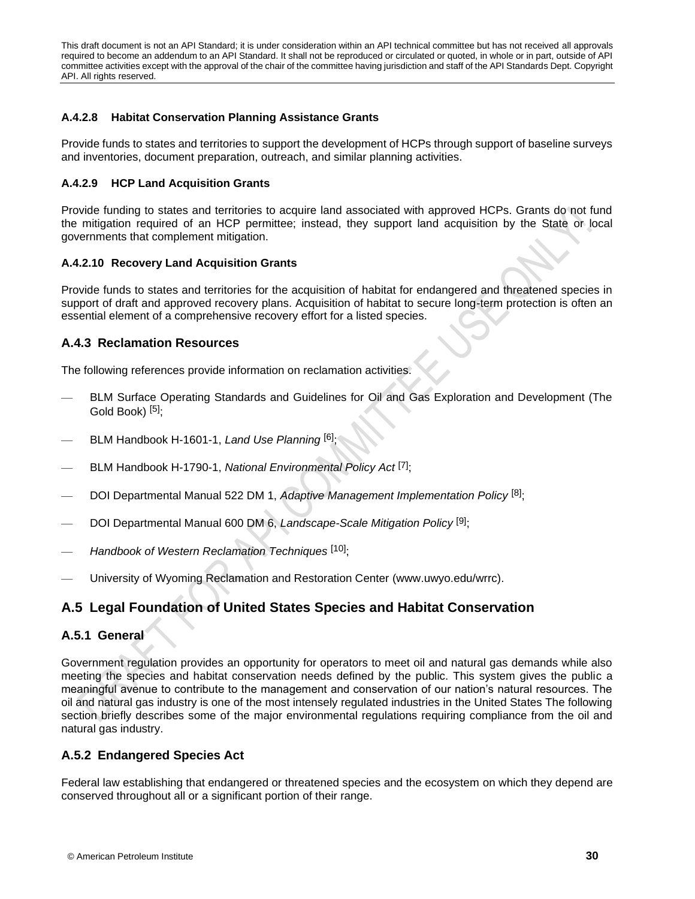#### A.4.2.8 Habitat Conservation Planning Assistance Grants

Provide funds to states and territories to support the development of HCPs through support of baseline surveys and inventories, document preparation, outreach, and similar planning activities.

#### A.4.2.9 HCP Land Acquisition Grants

Provide funding to states and territories to acquire land associated with approved HCPs. Grants do not fund the mitigation required of an HCP permittee; instead, they support land acquisition by the State or local governments that complement mitigation.

#### A.4.2.10 Recovery Land Acquisition Grants

Provide funds to states and territories for the acquisition of habitat for endangered and threatened species in support of draft and approved recovery plans. Acquisition of habitat to secure long-term protection is often an essential element of a comprehensive recovery effort for a listed species.

### A.4.3 Reclamation Resources

The following references provide information on reclamation activities.

- BLM Surface Operating Standards and Guidelines for Oil and Gas Exploration and Development (The Gold Book) [5];
- BLM Handbook H-1601-1, *Land Use Planning* [6];
- BLM Handbook H-1790-1, *National Environmental Policy Act* [7];
- DOI Departmental Manual 522 DM 1, *Adaptive Management Implementation Policy* [8];
- DOI Departmental Manual 600 DM 6, *Landscape-Scale Mitigation Policy* [9];
- *Handbook of Western Reclamation Techniques* [10];
- University of Wyoming Reclamation and Restoration Center (www.uwyo.edu/wrrc).

## A.5 Legal Foundation of United States Species and Habitat Conservation

### A.5.1 General

Government regulation provides an opportunity for operators to meet oil and natural gas demands while also meeting the species and habitat conservation needs defined by the public. This system gives the public a meaningful avenue to contribute to the management and conservation of our nation's natural resources. The oil and natural gas industry is one of the most intensely regulated industries in the United States The following section briefly describes some of the major environmental regulations requiring compliance from the oil and natural gas industry.

### A.5.2 Endangered Species Act

Federal law establishing that endangered or threatened species and the ecosystem on which they depend are conserved throughout all or a significant portion of their range.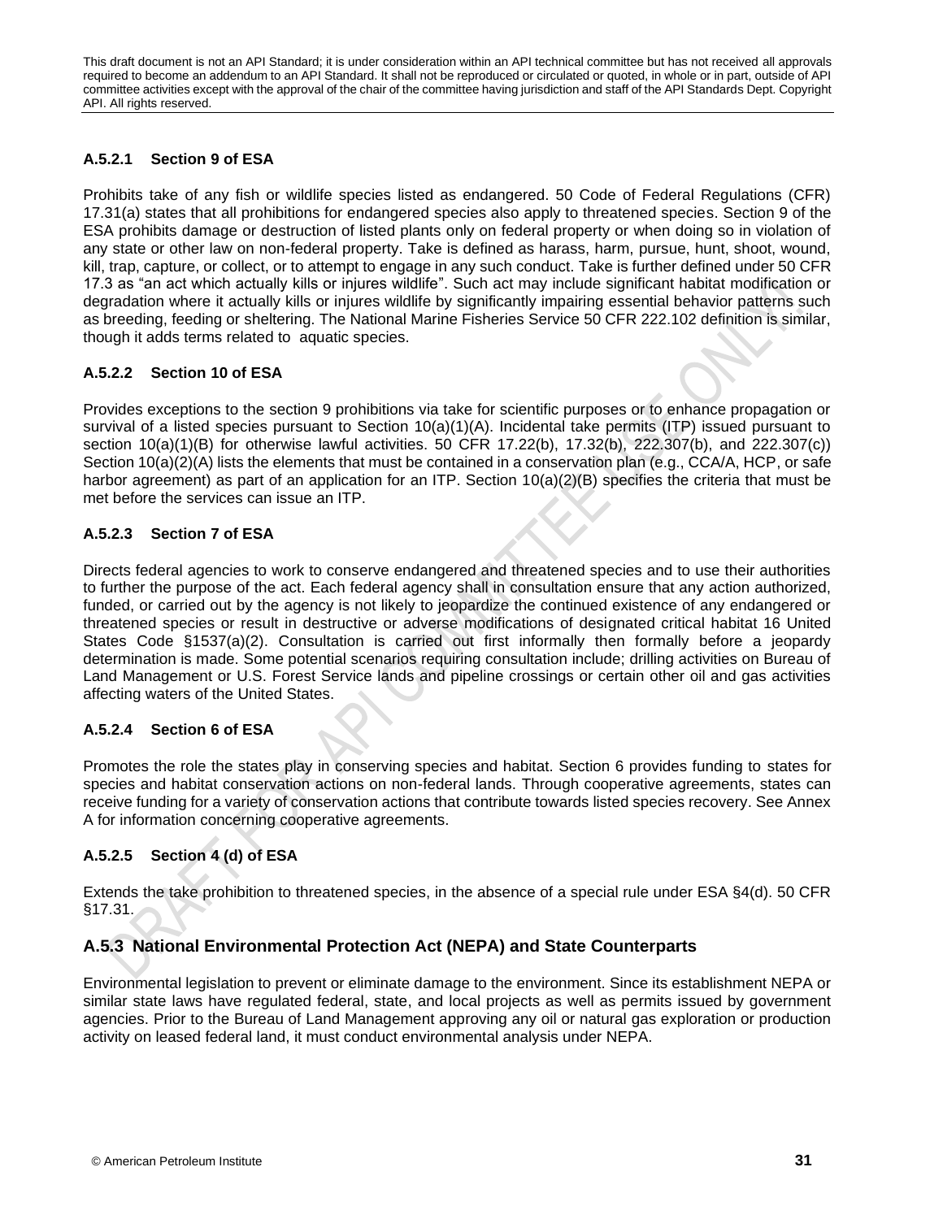#### A.5.2.1 Section 9 of ESA

Prohibits take of any fish or wildlife species listed as endangered. 50 Code of Federal Regulations (CFR) 17.31(a) states that all prohibitions for endangered species also apply to threatened species. Section 9 of the ESA prohibits damage or destruction of listed plants only on federal property or when doing so in violation of any state or other law on non-federal property. Take is defined as harass, harm, pursue, hunt, shoot, wound, kill, trap, capture, or collect, or to attempt to engage in any such conduct. Take is further defined under 50 CFR 17.3 as "an act which actually kills or injures wildlife". Such act may include significant habitat modification or degradation where it actually kills or injures wildlife by significantly impairing essential behavior patterns such as breeding, feeding or sheltering. The National Marine Fisheries Service 50 CFR 222.102 definition is similar, though it adds terms related to aquatic species.

#### A.5.2.2 Section 10 of ESA

Provides exceptions to the section 9 prohibitions via take for scientific purposes or to enhance propagation or survival of a listed species pursuant to Section 10(a)(1)(A). Incidental take permits (ITP) issued pursuant to section 10(a)(1)(B) for otherwise lawful activities. 50 CFR 17.22(b), 17.32(b), 222.307(b), and 222.307(c)) Section 10(a)(2)(A) lists the elements that must be contained in a conservation plan (e.g., CCA/A, HCP, or safe harbor agreement) as part of an application for an ITP. Section 10(a)(2)(B) specifies the criteria that must be met before the services can issue an ITP.

#### A.5.2.3 Section 7 of ESA

Directs federal agencies to work to conserve endangered and threatened species and to use their authorities to further the purpose of the act. Each federal agency shall in consultation ensure that any action authorized, funded, or carried out by the agency is not likely to jeopardize the continued existence of any endangered or threatened species or result in destructive or adverse modifications of designated critical habitat 16 United States Code §1537(a)(2). Consultation is carried out first informally then formally before a jeopardy determination is made. Some potential scenarios requiring consultation include; drilling activities on Bureau of Land Management or U.S. Forest Service lands and pipeline crossings or certain other oil and gas activities affecting waters of the United States.

#### A.5.2.4 Section 6 of ESA

Promotes the role the states play in conserving species and habitat. Section 6 provides funding to states for species and habitat conservation actions on non-federal lands. Through cooperative agreements, states can receive funding for a variety of conservation actions that contribute towards listed species recovery. See Annex A for information concerning cooperative agreements.

#### A.5.2.5 Section 4 (d) of ESA

Extends the take prohibition to threatened species, in the absence of a special rule under ESA §4(d). 50 CFR §17.31.

### A.5.3 National Environmental Protection Act (NEPA) and State Counterparts

Environmental legislation to prevent or eliminate damage to the environment. Since its establishment NEPA or similar state laws have regulated federal, state, and local projects as well as permits issued by government agencies. Prior to the Bureau of Land Management approving any oil or natural gas exploration or production activity on leased federal land, it must conduct environmental analysis under NEPA.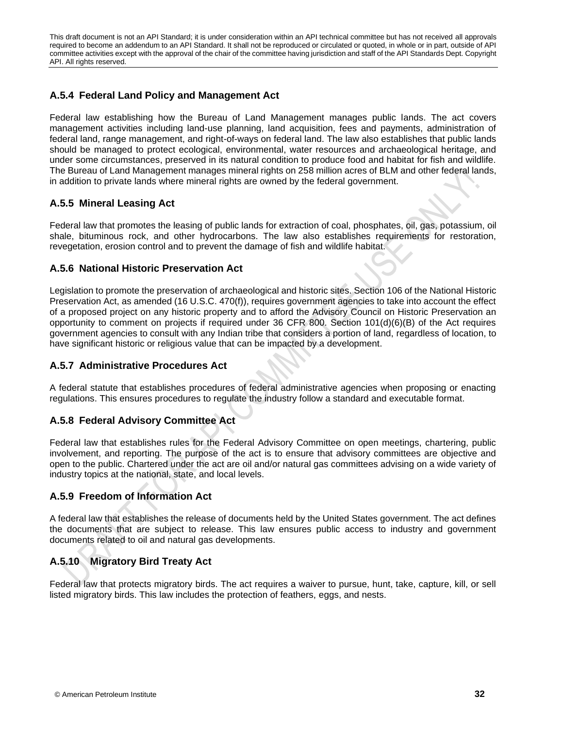### A.5.4 Federal Land Policy and Management Act

Federal law establishing how the Bureau of Land Management manages public lands. The act covers management activities including land-use planning, land acquisition, fees and payments, administration of federal land, range management, and right-of-ways on federal land. The law also establishes that public lands should be managed to protect ecological, environmental, water resources and archaeological heritage, and under some circumstances, preserved in its natural condition to produce food and habitat for fish and wildlife. The Bureau of Land Management manages mineral rights on 258 million acres of BLM and other federal lands, in addition to private lands where mineral rights are owned by the federal government.

### A.5.5 Mineral Leasing Act

Federal law that promotes the leasing of public lands for extraction of coal, phosphates, oil, gas, potassium, oil shale, bituminous rock, and other hydrocarbons. The law also establishes requirements for restoration, revegetation, erosion control and to prevent the damage of fish and wildlife habitat.

### A.5.6 National Historic Preservation Act

Legislation to promote the preservation of archaeological and historic sites. Section 106 of the National Historic Preservation Act, as amended (16 U.S.C. 470(f)), requires government agencies to take into account the effect of a proposed project on any historic property and to afford the Advisory Council on Historic Preservation an opportunity to comment on projects if required under 36 CFR 800. Section 101(d)(6)(B) of the Act requires government agencies to consult with any Indian tribe that considers a portion of land, regardless of location, to have significant historic or religious value that can be impacted by a development.

### A.5.7 Administrative Procedures Act

A federal statute that establishes procedures of federal administrative agencies when proposing or enacting regulations. This ensures procedures to regulate the industry follow a standard and executable format.

### A.5.8 Federal Advisory Committee Act

Federal law that establishes rules for the Federal Advisory Committee on open meetings, chartering, public involvement, and reporting. The purpose of the act is to ensure that advisory committees are objective and open to the public. Chartered under the act are oil and/or natural gas committees advising on a wide variety of industry topics at the national, state, and local levels.

### A.5.9 Freedom of Information Act

A federal law that establishes the release of documents held by the United States government. The act defines the documents that are subject to release. This law ensures public access to industry and government documents related to oil and natural gas developments.

### A.5.10 Migratory Bird Treaty Act

Federal law that protects migratory birds. The act requires a waiver to pursue, hunt, take, capture, kill, or sell listed migratory birds. This law includes the protection of feathers, eggs, and nests.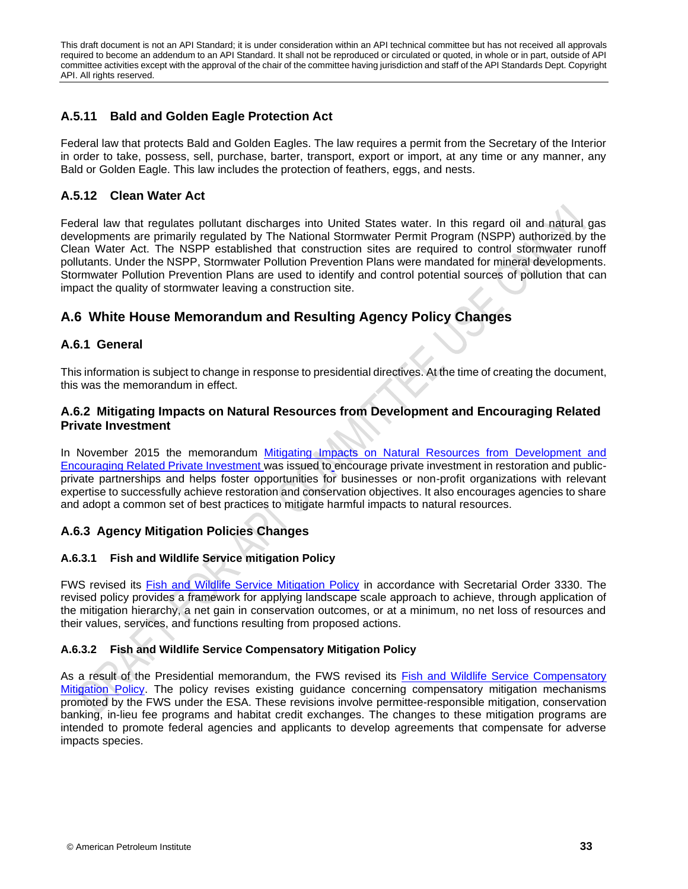### A.5.11 Bald and Golden Eagle Protection Act

Federal law that protects Bald and Golden Eagles. The law requires a permit from the Secretary of the Interior in order to take, possess, sell, purchase, barter, transport, export or import, at any time or any manner, any Bald or Golden Eagle. This law includes the protection of feathers, eggs, and nests.

### A.5.12 Clean Water Act

Federal law that regulates pollutant discharges into United States water. In this regard oil and natural gas developments are primarily regulated by The National Stormwater Permit Program (NSPP) authorized by the Clean Water Act. The NSPP established that construction sites are required to control stormwater runoff pollutants. Under the NSPP, Stormwater Pollution Prevention Plans were mandated for mineral developments. Stormwater Pollution Prevention Plans are used to identify and control potential sources of pollution that can impact the quality of stormwater leaving a construction site.

## A.6 White House Memorandum and Resulting Agency Policy Changes

### A.6.1 General

This information is subject to change in response to presidential directives. At the time of creating the document, this was the memorandum in effect.

### A.6.2 Mitigating Impacts on Natural Resources from Development and Encouraging Related Private Investment

In November 2015 the memorandum Mitigating Impacts on Natural Resources from Development and Encouraging Related Private Investment was issued to encourage private investment in restoration and public-private partnerships and helps foster opportunities for businesses or non-profit organizations with relevant expertise to successfully achieve restoration and conservation objectives. It also encourages agencies to share and adopt a common set of best practices to mitigate harmful impacts to natural resources.

### A.6.3 Agency Mitigation Policies Changes

#### A.6.3.1 Fish and Wildlife Service mitigation Policy

FWS revised its Fish and Wildlife Service Mitigation Policy in accordance with Secretarial Order 3330. The revised policy provides a framework for applying landscape scale approach to achieve, through application of the mitigation hierarchy, a net gain in conservation outcomes, or at a minimum, no net loss of resources and their values, services, and functions resulting from proposed actions.

#### A.6.3.2 Fish and Wildlife Service Compensatory Mitigation Policy

As a result of the Presidential memorandum, the FWS revised its Fish and Wildlife Service Compensatory Mitigation Policy. The policy revises existing guidance concerning compensatory mitigation mechanisms promoted by the FWS under the ESA. These revisions involve permittee-responsible mitigation, conservation banking, in-lieu fee programs and habitat credit exchanges. The changes to these mitigation programs are intended to promote federal agencies and applicants to develop agreements that compensate for adverse impacts species.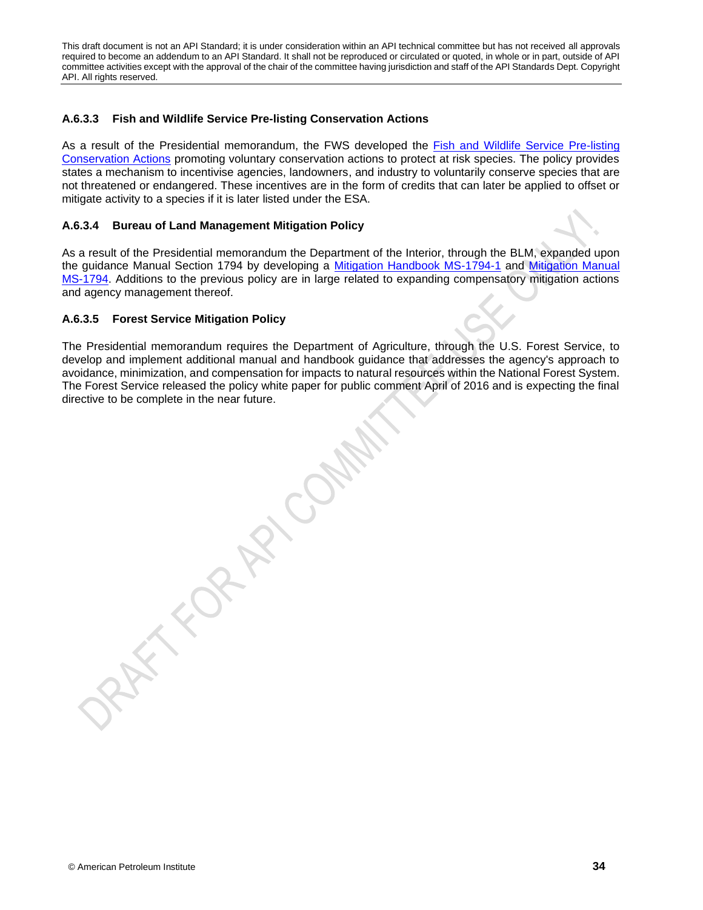#### A.6.3.3 Fish and Wildlife Service Pre-listing Conservation Actions

As a result of the Presidential memorandum, the FWS developed the Fish and Wildlife Service Pre-listing Conservation Actions promoting voluntary conservation actions to protect at risk species. The policy provides states a mechanism to incentivise agencies, landowners, and industry to voluntarily conserve species that are not threatened or endangered. These incentives are in the form of credits that can later be applied to offset or mitigate activity to a species if it is later listed under the ESA.

#### A.6.3.4 Bureau of Land Management Mitigation Policy

As a result of the Presidential memorandum the Department of the Interior, through the BLM, expanded upon the guidance Manual Section 1794 by developing a Mitigation Handbook MS-1794-1 and Mitigation Manual MS-1794. Additions to the previous policy are in large related to expanding compensatory mitigation actions and agency management thereof.

#### A.6.3.5 Forest Service Mitigation Policy

The Presidential memorandum requires the Department of Agriculture, through the U.S. Forest Service, to develop and implement additional manual and handbook guidance that addresses the agency's approach to avoidance, minimization, and compensation for impacts to natural resources within the National Forest System. The Forest Service released the policy white paper for public comment April of 2016 and is expecting the final directive to be complete in the near future.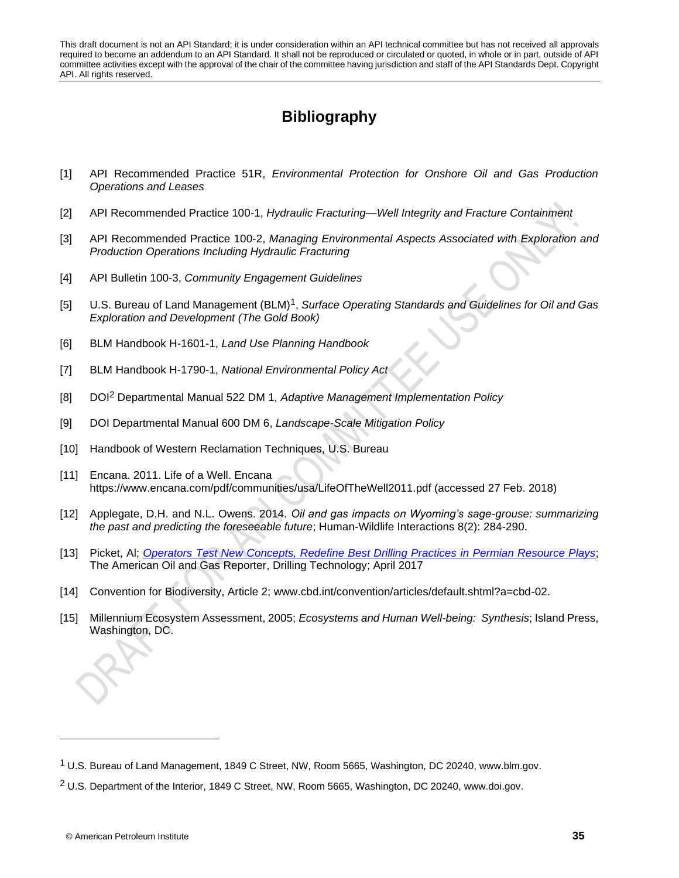# Bibliography

[1] API Recommended Practice 51R, *Environmental Protection for Onshore Oil and Gas Production Operations and Leases*

[2] API Recommended Practice 100-1, *Hydraulic Fracturing—Well Integrity and Fracture Containment*

[3] API Recommended Practice 100-2, *Managing Environmental Aspects Associated with Exploration and Production Operations Including Hydraulic Fracturing*

[4] API Bulletin 100-3, *Community Engagement Guidelines*

[5] U.S. Bureau of Land Management (BLM)[1], *Surface Operating Standards and Guidelines for Oil and Gas Exploration and Development (The Gold Book)*

[6] BLM Handbook H-1601-1, *Land Use Planning Handbook*

[7] BLM Handbook H-1790-1, *National Environmental Policy Act*

[8] DOI[2] Departmental Manual 522 DM 1, *Adaptive Management Implementation Policy*

[9] DOI Departmental Manual 600 DM 6, *Landscape-Scale Mitigation Policy*

[10] Handbook of Western Reclamation Techniques, U.S. Bureau

[11] Encana. 2011. Life of a Well. Encana https://www.encana.com/pdf/communities/usa/LifeOfTheWell2011.pdf (accessed 27 Feb. 2018)

[12] Applegate, D.H. and N.L. Owens. 2014. *Oil and gas impacts on Wyoming's sage-grouse: summarizing the past and predicting the foreseeable future*; Human-Wildlife Interactions 8(2): 284-290.

[13] Picket, Al; *Operators Test New Concepts, Redefine Best Drilling Practices in Permian Resource Plays*; The American Oil and Gas Reporter, Drilling Technology; April 2017

[14] Convention for Biodiversity, Article 2; www.cbd.int/convention/articles/default.shtml?a=cbd-02.

[15] Millennium Ecosystem Assessment, 2005; *Ecosystems and Human Well-being: Synthesis*; Island Press, Washington, DC.

---

[1] U.S. Bureau of Land Management, 1849 C Street, NW, Room 5665, Washington, DC 20240, www.blm.gov.

[2] U.S. Department of the Interior, 1849 C Street, NW, Room 5665, Washington, DC 20240, www.doi.gov.